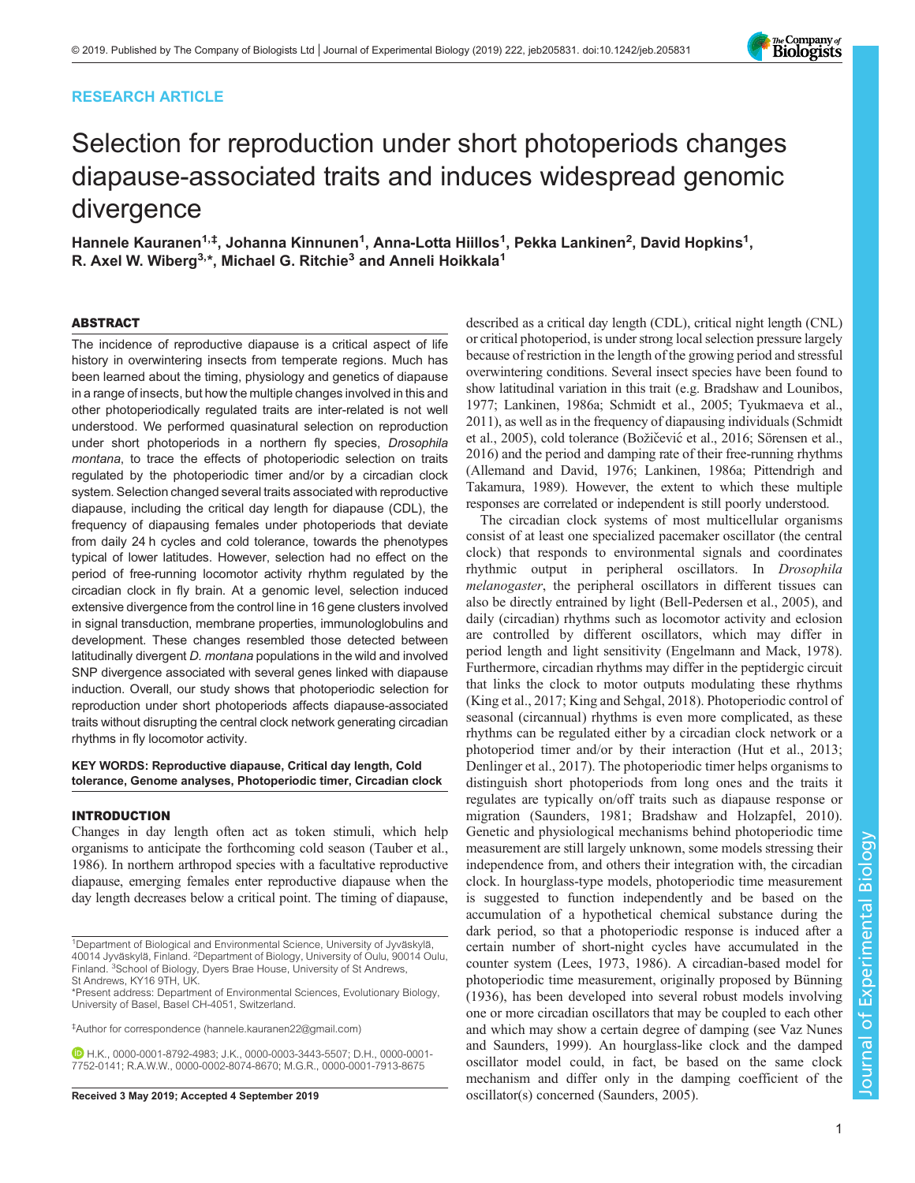RESEARCH ARTICLE

# Selection for reproduction under short photoperiods changes diapause-associated traits and induces widespread genomic divergence

Hannele Kauranen[1,‡], Johanna Kinnunen[1], Anna-Lotta Hiillos[1], Pekka Lankinen[2], David Hopkins[1], R. Axel W. Wiberg[3,*], Michael G. Ritchie[3] and Anneli Hoikkala[1]

## ABSTRACT

The incidence of reproductive diapause is a critical aspect of life history in overwintering insects from temperate regions. Much has been learned about the timing, physiology and genetics of diapause in a range of insects, but how the multiple changes involved in this and other photoperiodically regulated traits are inter-related is not well understood. We performed quasinatural selection on reproduction under short photoperiods in a northern fly species, *Drosophila montana*, to trace the effects of photoperiodic selection on traits regulated by the photoperiodic timer and/or by a circadian clock system. Selection changed several traits associated with reproductive diapause, including the critical day length for diapause (CDL), the frequency of diapausing females under photoperiods that deviate from daily 24 h cycles and cold tolerance, towards the phenotypes typical of lower latitudes. However, selection had no effect on the period of free-running locomotor activity rhythm regulated by the circadian clock in fly brain. At a genomic level, selection induced extensive divergence from the control line in 16 gene clusters involved in signal transduction, membrane properties, immunoglobulins and development. These changes resembled those detected between latitudinally divergent *D. montana* populations in the wild and involved SNP divergence associated with several genes linked with diapause induction. Overall, our study shows that photoperiodic selection for reproduction under short photoperiods affects diapause-associated traits without disrupting the central clock network generating circadian rhythms in fly locomotor activity.

**KEY WORDS: Reproductive diapause, Critical day length, Cold tolerance, Genome analyses, Photoperiodic timer, Circadian clock**

## INTRODUCTION

Changes in day length often act as token stimuli, which help organisms to anticipate the forthcoming cold season (Tauber et al., 1986). In northern arthropod species with a facultative reproductive diapause, emerging females enter reproductive diapause when the day length decreases below a critical point. The timing of diapause, described as a critical day length (CDL), critical night length (CNL) or critical photoperiod, is under strong local selection pressure largely because of restriction in the length of the growing period and stressful overwintering conditions. Several insect species have been found to show latitudinal variation in this trait (e.g. Bradshaw and Lounibos, 1977; Lankinen, 1986a; Schmidt et al., 2005; Tyukmaeva et al., 2011), as well as in the frequency of diapausing individuals (Schmidt et al., 2005), cold tolerance (Božičević et al., 2016; Sörensen et al., 2016) and the period and damping rate of their free-running rhythms (Allemand and David, 1976; Lankinen, 1986a; Pittendrigh and Takamura, 1989). However, the extent to which these multiple responses are correlated or independent is still poorly understood.

The circadian clock systems of most multicellular organisms consist of at least one specialized pacemaker oscillator (the central clock) that responds to environmental signals and coordinates rhythmic output in peripheral oscillators. In *Drosophila melanogaster*, the peripheral oscillators in different tissues can also be directly entrained by light (Bell-Pedersen et al., 2005), and daily (circadian) rhythms such as locomotor activity and eclosion are controlled by different oscillators, which may differ in period length and light sensitivity (Engelmann and Mack, 1978). Furthermore, circadian rhythms may differ in the peptidergic circuit that links the clock to motor outputs modulating these rhythms (King et al., 2017; King and Sehgal, 2018). Photoperiodic control of seasonal (circannual) rhythms is even more complicated, as these rhythms can be regulated either by a circadian clock network or a photoperiod timer and/or by their interaction (Hut et al., 2013; Denlinger et al., 2017). The photoperiodic timer helps organisms to distinguish short photoperiods from long ones and the traits it regulates are typically on/off traits such as diapause response or migration (Saunders, 1981; Bradshaw and Holzapfel, 2010). Genetic and physiological mechanisms behind photoperiodic time measurement are still largely unknown, some models stressing their independence from, and others their integration with, the circadian clock. In hourglass-type models, photoperiodic time measurement is suggested to function independently and be based on the accumulation of a hypothetical chemical substance during the dark period, so that a photoperiodic response is induced after a certain number of short-night cycles have accumulated in the counter system (Lees, 1973, 1986). A circadian-based model for photoperiodic time measurement, originally proposed by Bünning (1936), has been developed into several robust models involving one or more circadian oscillators that may be coupled to each other and which may show a certain degree of damping (see Vaz Nunes and Saunders, 1999). An hourglass-like clock and the damped oscillator model could, in fact, be based on the same clock mechanism and differ only in the damping coefficient of the oscillator(s) concerned (Saunders, 2005).

[1]Department of Biological and Environmental Science, University of Jyväskylä, 40014 Jyväskylä, Finland. [2]Department of Biology, University of Oulu, 90014 Oulu, Finland. [3]School of Biology, Dyers Brae House, University of St Andrews, St Andrews, KY16 9TH, UK.
*Present address: Department of Environmental Sciences, Evolutionary Biology, University of Basel, Basel CH-4051, Switzerland.

‡Author for correspondence (hannele.kauranen22@gmail.com)

H.K., 0000-0001-8792-4983; J.K., 0000-0003-3443-5507; D.H., 0000-0001-7752-0141; R.A.W.W., 0000-0002-8074-8670; M.G.R., 0000-0001-7913-8675

Received 3 May 2019; Accepted 4 September 2019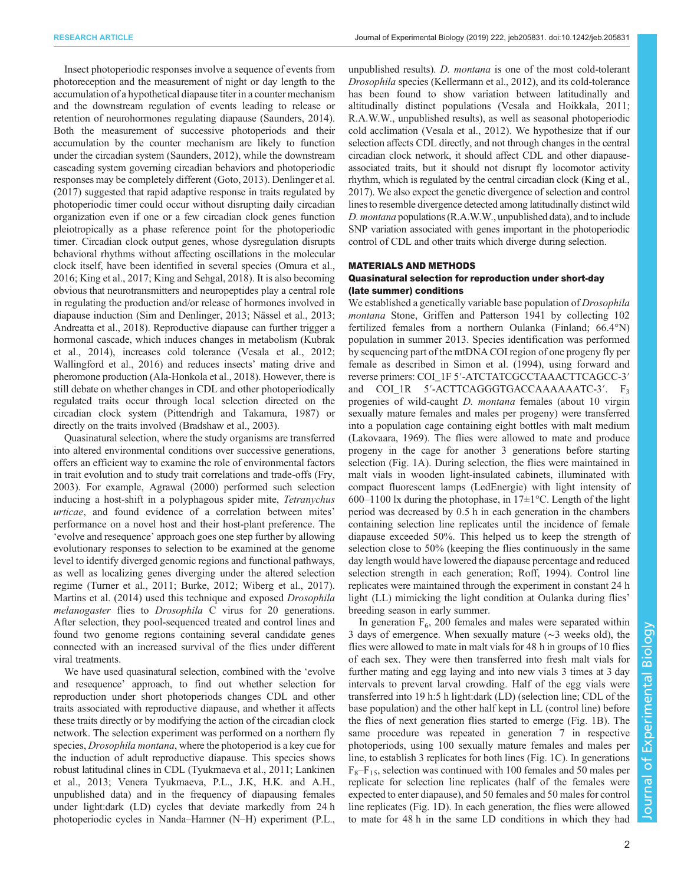Insect photoperiodic responses involve a sequence of events from photoreception and the measurement of night or day length to the accumulation of a hypothetical diapause titer in a counter mechanism and the downstream regulation of events leading to release or retention of neurohormones regulating diapause (Saunders, 2014). Both the measurement of successive photoperiods and their accumulation by the counter mechanism are likely to function under the circadian system (Saunders, 2012), while the downstream cascading system governing circadian behaviors and photoperiodic responses may be completely different (Goto, 2013). Denlinger et al. (2017) suggested that rapid adaptive response in traits regulated by photoperiodic timer could occur without disrupting daily circadian organization even if one or a few circadian clock genes function pleiotropically as a phase reference point for the photoperiodic timer. Circadian clock output genes, whose dysregulation disrupts behavioral rhythms without affecting oscillations in the molecular clock itself, have been identified in several species (Omura et al., 2016; King et al., 2017; King and Sehgal, 2018). It is also becoming obvious that neurotransmitters and neuropeptides play a central role in regulating the production and/or release of hormones involved in diapause induction (Sim and Denlinger, 2013; Nässel et al., 2013; Andreatta et al., 2018). Reproductive diapause can further trigger a hormonal cascade, which induces changes in metabolism (Kubrak et al., 2014), increases cold tolerance (Vesala et al., 2012; Wallingford et al., 2016) and reduces insects' mating drive and pheromone production (Ala-Honkola et al., 2018). However, there is still debate on whether changes in CDL and other photoperiodically regulated traits occur through local selection directed on the circadian clock system (Pittendrigh and Takamura, 1987) or directly on the traits involved (Bradshaw et al., 2003).

Quasinatural selection, where the study organisms are transferred into altered environmental conditions over successive generations, offers an efficient way to examine the role of environmental factors in trait evolution and to study trait correlations and trade-offs (Fry, 2003). For example, Agrawal (2000) performed such selection inducing a host-shift in a polyphagous spider mite, *Tetranychus urticae*, and found evidence of a correlation between mites' performance on a novel host and their host-plant preference. The 'evolve and resequence' approach goes one step further by allowing evolutionary responses to selection to be examined at the genome level to identify diverged genomic regions and functional pathways, as well as localizing genes diverging under the altered selection regime (Turner et al., 2011; Burke, 2012; Wiberg et al., 2017). Martins et al. (2014) used this technique and exposed *Drosophila melanogaster* flies to *Drosophila* C virus for 20 generations. After selection, they pool-sequenced treated and control lines and found two genome regions containing several candidate genes connected with an increased survival of the flies under different viral treatments.

We have used quasinatural selection, combined with the 'evolve and resequence' approach, to find out whether selection for reproduction under short photoperiods changes CDL and other traits associated with reproductive diapause, and whether it affects these traits directly or by modifying the action of the circadian clock network. The selection experiment was performed on a northern fly species, *Drosophila montana*, where the photoperiod is a key cue for the induction of adult reproductive diapause. This species shows robust latitudinal clines in CDL (Tyukmaeva et al., 2011; Lankinen et al., 2013; Venera Tyukmaeva, P.L., J.K, H.K. and A.H., unpublished data) and in the frequency of diapausing females under light:dark (LD) cycles that deviate markedly from 24 h photoperiodic cycles in Nanda–Hamner (N–H) experiment (P.L., unpublished results). *D. montana* is one of the most cold-tolerant *Drosophila* species (Kellermann et al., 2012), and its cold-tolerance has been found to show variation between latitudinally and altitudinally distinct populations (Vesala and Hoikkala, 2011; R.A.W.W., unpublished results), as well as seasonal photoperiodic cold acclimation (Vesala et al., 2012). We hypothesize that if our selection affects CDL directly, and not through changes in the central circadian clock network, it should affect CDL and other diapause-associated traits, but it should not disrupt fly locomotor activity rhythm, which is regulated by the central circadian clock (King et al., 2017). We also expect the genetic divergence of selection and control lines to resemble divergence detected among latitudinally distinct wild *D. montana* populations (R.A.W.W., unpublished data), and to include SNP variation associated with genes important in the photoperiodic control of CDL and other traits which diverge during selection.

## MATERIALS AND METHODS

### Quasinatural selection for reproduction under short-day (late summer) conditions

We established a genetically variable base population of *Drosophila montana* Stone, Griffen and Patterson 1941 by collecting 102 fertilized females from a northern Oulanka (Finland; 66.4°N) population in summer 2013. Species identification was performed by sequencing part of the mtDNA COI region of one progeny fly per female as described in Simon et al. (1994), using forward and reverse primers: COI_1F 5′-ATCTATCGCCTAAACTTCAGCC-3′ and COI_1R 5′-ACTTCAGGGTGACCAAAAAATC-3′. $F_3$ progenies of wild-caught *D. montana* females (about 10 virgin sexually mature females and males per progeny) were transferred into a population cage containing eight bottles with malt medium (Lakovaara, 1969). The flies were allowed to mate and produce progeny in the cage for another 3 generations before starting selection (Fig. 1A). During selection, the flies were maintained in malt vials in wooden light-insulated cabinets, illuminated with compact fluorescent lamps (LedEnergie) with light intensity of 600–1100 lx during the photophase, in 17±1°C. Length of the light period was decreased by 0.5 h in each generation in the chambers containing selection line replicates until the incidence of female diapause exceeded 50%. This helped us to keep the strength of selection close to 50% (keeping the flies continuously in the same day length would have lowered the diapause percentage and reduced selection strength in each generation; Roff, 1994). Control line replicates were maintained through the experiment in constant 24 h light (LL) mimicking the light condition at Oulanka during flies' breeding season in early summer.

In generation $F_6$, 200 females and males were separated within 3 days of emergence. When sexually mature (∼3 weeks old), the flies were allowed to mate in malt vials for 48 h in groups of 10 flies of each sex. They were then transferred into fresh malt vials for further mating and egg laying and into new vials 3 times at 3 day intervals to prevent larval crowding. Half of the egg vials were transferred into 19 h:5 h light:dark (LD) (selection line; CDL of the base population) and the other half kept in LL (control line) before the flies of next generation flies started to emerge (Fig. 1B). The same procedure was repeated in generation 7 in respective photoperiods, using 100 sexually mature females and males per line, to establish 3 replicates for both lines (Fig. 1C). In generations $F_8$–$F_{15}$, selection was continued with 100 females and 50 males per replicate for selection line replicates (half of the females were expected to enter diapause), and 50 females and 50 males for control line replicates (Fig. 1D). In each generation, the flies were allowed to mate for 48 h in the same LD conditions in which they had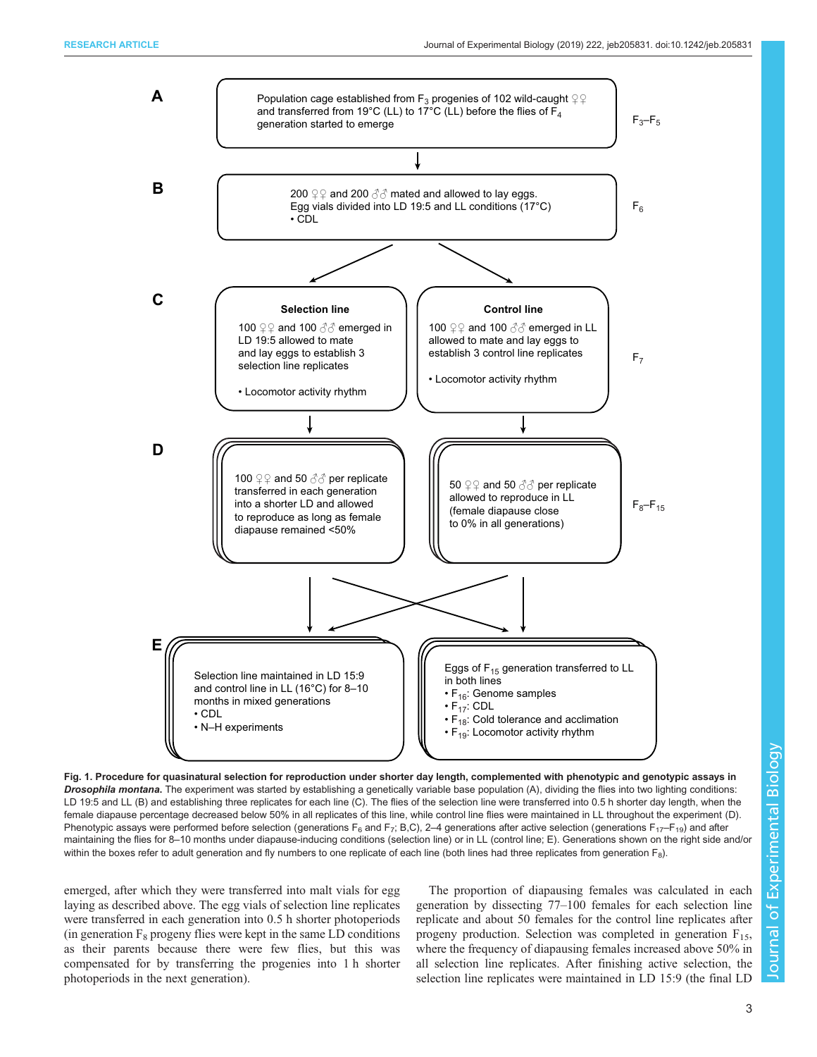A

Population cage established from $F_3$ progenies of 102 wild-caught ♀♀ and transferred from 19°C (LL) to 17°C (LL) before the flies of $F_4$ generation started to emerge

$F_3$–$F_5$

B

200 ♀♀ and 200 ♂♂ mated and allowed to lay eggs. Egg vials divided into LD 19:5 and LL conditions (17°C)
• CDL

$F_6$

C

**Selection line**

100 ♀♀ and 100 ♂♂ emerged in LD 19:5 allowed to mate and lay eggs to establish 3 selection line replicates

• Locomotor activity rhythm

**Control line**

100 ♀♀ and 100 ♂♂ emerged in LL allowed to mate and lay eggs to establish 3 control line replicates

• Locomotor activity rhythm

$F_7$

D

100 ♀♀ and 50 ♂♂ per replicate transferred in each generation into a shorter LD and allowed to reproduce as long as female diapause remained <50%

50 ♀♀ and 50 ♂♂ per replicate allowed to reproduce in LL (female diapause close to 0% in all generations)

$F_8$–$F_{15}$

E

Selection line maintained in LD 15:9 and control line in LL (16°C) for 8–10 months in mixed generations
• CDL
• N–H experiments

Eggs of $F_{15}$ generation transferred to LL in both lines
• $F_{16}$: Genome samples
• $F_{17}$: CDL
• $F_{18}$: Cold tolerance and acclimation
• $F_{19}$: Locomotor activity rhythm

**Fig. 1. Procedure for quasinatural selection for reproduction under shorter day length, complemented with phenotypic and genotypic assays in *Drosophila montana*.** The experiment was started by establishing a genetically variable base population (A), dividing the flies into two lighting conditions: LD 19:5 and LL (B) and establishing three replicates for each line (C). The flies of the selection line were transferred into 0.5 h shorter day length, when the female diapause percentage decreased below 50% in all replicates of this line, while control line flies were maintained in LL throughout the experiment (D). Phenotypic assays were performed before selection (generations $F_6$ and $F_7$; B,C), 2–4 generations after active selection (generations $F_{17}$–$F_{19}$) and after maintaining the flies for 8–10 months under diapause-inducing conditions (selection line) or in LL (control line; E). Generations shown on the right side and/or within the boxes refer to adult generation and fly numbers to one replicate of each line (both lines had three replicates from generation $F_8$).

emerged, after which they were transferred into malt vials for egg laying as described above. The egg vials of selection line replicates were transferred in each generation into 0.5 h shorter photoperiods (in generation $F_8$ progeny flies were kept in the same LD conditions as their parents because there were few flies, but this was compensated for by transferring the progenies into 1 h shorter photoperiods in the next generation).

The proportion of diapausing females was calculated in each generation by dissecting 77–100 females for each selection line replicate and about 50 females for the control line replicates after progeny production. Selection was completed in generation $F_{15}$, where the frequency of diapausing females increased above 50% in all selection line replicates. After finishing active selection, the selection line replicates were maintained in LD 15:9 (the final LD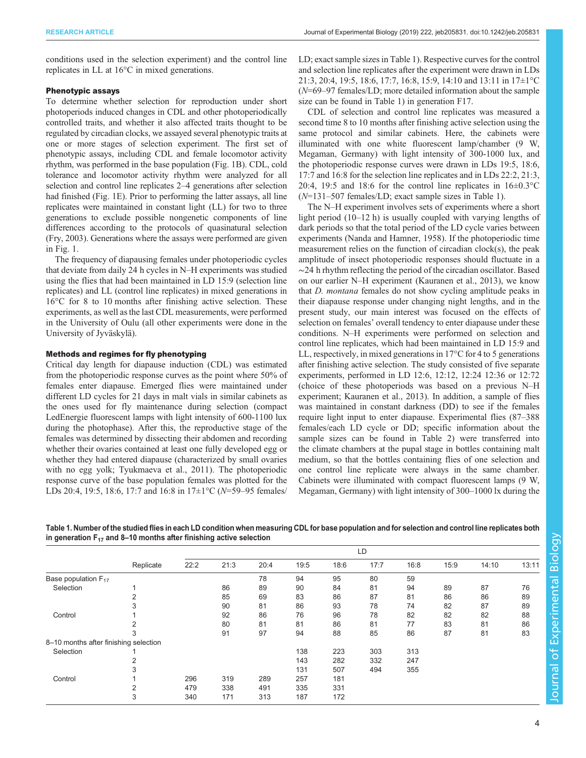conditions used in the selection experiment) and the control line replicates in LL at 16°C in mixed generations.

### Phenotypic assays

To determine whether selection for reproduction under short photoperiods induced changes in CDL and other photoperiodically controlled traits, and whether it also affected traits thought to be regulated by circadian clocks, we assayed several phenotypic traits at one or more stages of selection experiment. The first set of phenotypic assays, including CDL and female locomotor activity rhythm, was performed in the base population (Fig. 1B). CDL, cold tolerance and locomotor activity rhythm were analyzed for all selection and control line replicates 2–4 generations after selection had finished (Fig. 1E). Prior to performing the latter assays, all line replicates were maintained in constant light (LL) for two to three generations to exclude possible nongenetic components of line differences according to the protocols of quasinatural selection (Fry, 2003). Generations where the assays were performed are given in Fig. 1.

The frequency of diapausing females under photoperiodic cycles that deviate from daily 24 h cycles in N–H experiments was studied using the flies that had been maintained in LD 15:9 (selection line replicates) and LL (control line replicates) in mixed generations in 16°C for 8 to 10 months after finishing active selection. These experiments, as well as the last CDL measurements, were performed in the University of Oulu (all other experiments were done in the University of Jyväskylä).

### Methods and regimes for fly phenotyping

Critical day length for diapause induction (CDL) was estimated from the photoperiodic response curves as the point where 50% of females enter diapause. Emerged flies were maintained under different LD cycles for 21 days in malt vials in similar cabinets as the ones used for fly maintenance during selection (compact LedEnergie fluorescent lamps with light intensity of 600-1100 lux during the photophase). After this, the reproductive stage of the females was determined by dissecting their abdomen and recording whether their ovaries contained at least one fully developed egg or whether they had entered diapause (characterized by small ovaries with no egg yolk; Tyukmaeva et al., 2011). The photoperiodic response curve of the base population females was plotted for the LDs 20:4, 19:5, 18:6, 17:7 and 16:8 in 17±1°C (*N*=59–95 females/LD; exact sample sizes in Table 1). Respective curves for the control and selection line replicates after the experiment were drawn in LDs 21:3, 20:4, 19:5, 18:6, 17:7, 16:8, 15:9, 14:10 and 13:11 in 17±1°C (*N*=69–97 females/LD; more detailed information about the sample size can be found in Table 1) in generation F17.

CDL of selection and control line replicates was measured a second time 8 to 10 months after finishing active selection using the same protocol and similar cabinets. Here, the cabinets were illuminated with one white fluorescent lamp/chamber (9 W, Megaman, Germany) with light intensity of 300-1000 lux, and the photoperiodic response curves were drawn in LDs 19:5, 18:6, 17:7 and 16:8 for the selection line replicates and in LDs 22:2, 21:3, 20:4, 19:5 and 18:6 for the control line replicates in 16±0.3°C (*N*=131–507 females/LD; exact sample sizes in Table 1).

The N–H experiment involves sets of experiments where a short light period (10–12 h) is usually coupled with varying lengths of dark periods so that the total period of the LD cycle varies between experiments (Nanda and Hamner, 1958). If the photoperiodic time measurement relies on the function of circadian clock(s), the peak amplitude of insect photoperiodic responses should fluctuate in a ∼24 h rhythm reflecting the period of the circadian oscillator. Based on our earlier N–H experiment (Kauranen et al., 2013), we know that *D. montana* females do not show cycling amplitude peaks in their diapause response under changing night lengths, and in the present study, our main interest was focused on the effects of selection on females' overall tendency to enter diapause under these conditions. N–H experiments were performed on selection and control line replicates, which had been maintained in LD 15:9 and LL, respectively, in mixed generations in 17°C for 4 to 5 generations after finishing active selection. The study consisted of five separate experiments, performed in LD 12:6, 12:12, 12:24 12:36 or 12:72 (choice of these photoperiods was based on a previous N–H experiment; Kauranen et al., 2013). In addition, a sample of flies was maintained in constant darkness (DD) to see if the females require light input to enter diapause. Experimental flies (87–388 females/each LD cycle or DD; specific information about the sample sizes can be found in Table 2) were transferred into the climate chambers at the pupal stage in bottles containing malt medium, so that the bottles containing flies of one selection and one control line replicate were always in the same chamber. Cabinets were illuminated with compact fluorescent lamps (9 W, Megaman, Germany) with light intensity of 300–1000 lx during the

**Table 1. Number of the studied flies in each LD condition when measuring CDL for base population and for selection and control line replicates both in generation $F_{17}$ and 8–10 months after finishing active selection**

| | Replicate | LD 22:2 | 21:3 | 20:4 | 19:5 | 18:6 | 17:7 | 16:8 | 15:9 | 14:10 | 13:11 |
|---|---|---|---|---|---|---|---|---|---|---|---|
| Base population $F_{17}$ | | | | 78 | 94 | 95 | 80 | 59 | | | |
| Selection | 1 | | 86 | 89 | 90 | 84 | 81 | 94 | 89 | 87 | 76 |
| | 2 | | 85 | 69 | 83 | 86 | 87 | 81 | 86 | 86 | 89 |
| | 3 | | 90 | 81 | 86 | 93 | 78 | 74 | 82 | 87 | 89 |
| Control | 1 | | 92 | 86 | 76 | 96 | 78 | 82 | 82 | 82 | 88 |
| | 2 | | 80 | 81 | 81 | 86 | 81 | 77 | 83 | 81 | 86 |
| | 3 | | 91 | 97 | 94 | 88 | 85 | 86 | 87 | 81 | 83 |
| 8–10 months after finishing selection | | | | | | | | | | | |
| Selection | 1 | | | | 138 | 223 | 303 | 313 | | | |
| | 2 | | | | 143 | 282 | 332 | 247 | | | |
| | 3 | | | | 131 | 507 | 494 | 355 | | | |
| Control | 1 | 296 | 319 | 289 | 257 | 181 | | | | | |
| | 2 | 479 | 338 | 491 | 335 | 331 | | | | | |
| | 3 | 340 | 171 | 313 | 187 | 172 | | | | | |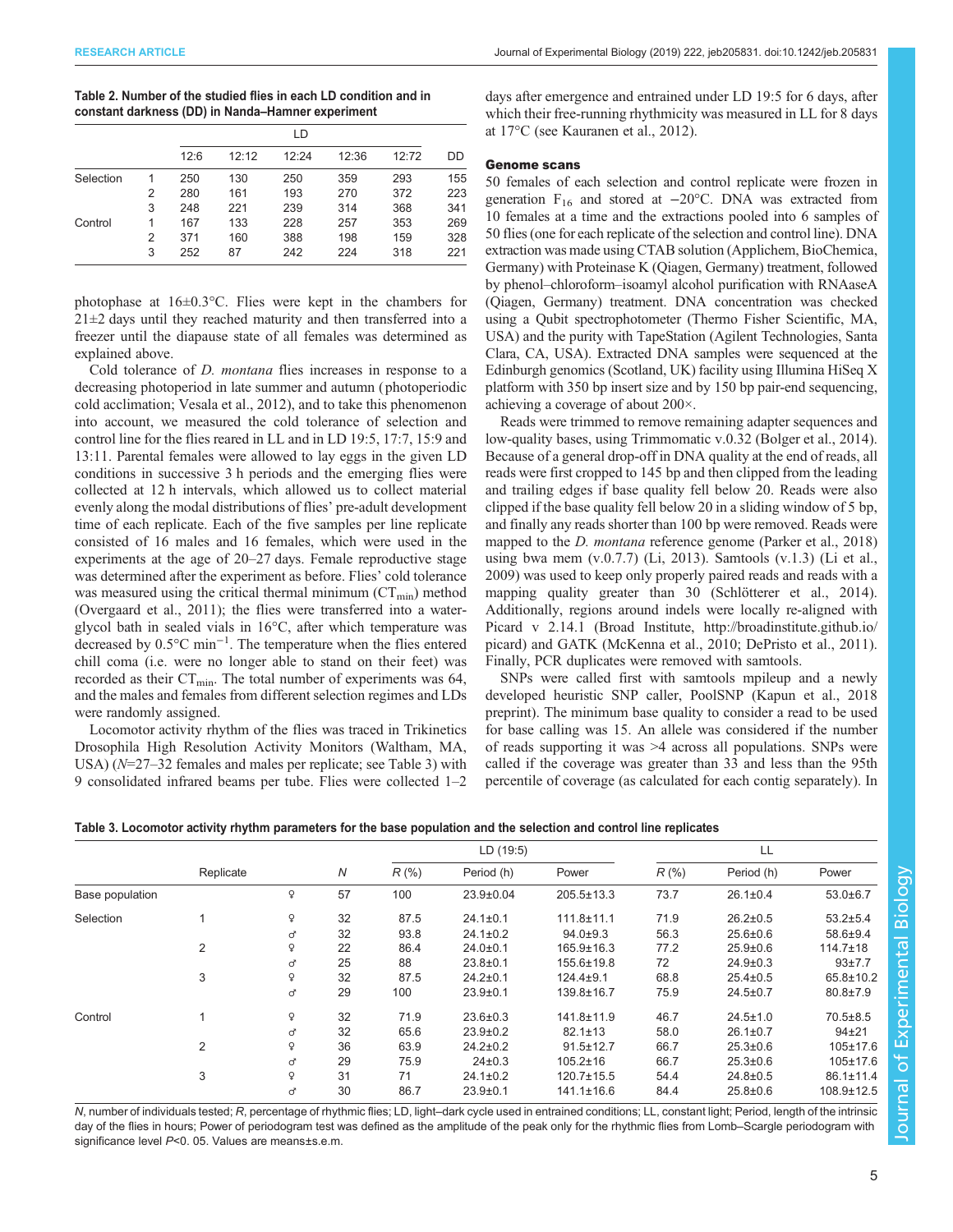Table 2. Number of the studied flies in each LD condition and in constant darkness (DD) in Nanda–Hamner experiment

| | | LD | | | | | |
|---|---|---|---|---|---|---|---|
| | | 12:6 | 12:12 | 12:24 | 12:36 | 12:72 | DD |
| Selection | 1 | 250 | 130 | 250 | 359 | 293 | 155 |
| | 2 | 280 | 161 | 193 | 270 | 372 | 223 |
| | 3 | 248 | 221 | 239 | 314 | 368 | 341 |
| Control | 1 | 167 | 133 | 228 | 257 | 353 | 269 |
| | 2 | 371 | 160 | 388 | 198 | 159 | 328 |
| | 3 | 252 | 87 | 242 | 224 | 318 | 221 |

photophase at 16±0.3°C. Flies were kept in the chambers for 21±2 days until they reached maturity and then transferred into a freezer until the diapause state of all females was determined as explained above.

Cold tolerance of *D. montana* flies increases in response to a decreasing photoperiod in late summer and autumn (photoperiodic cold acclimation; Vesala et al., 2012), and to take this phenomenon into account, we measured the cold tolerance of selection and control line for the flies reared in LL and in LD 19:5, 17:7, 15:9 and 13:11. Parental females were allowed to lay eggs in the given LD conditions in successive 3 h periods and the emerging flies were collected at 12 h intervals, which allowed us to collect material evenly along the modal distributions of flies' pre-adult development time of each replicate. Each of the five samples per line replicate consisted of 16 males and 16 females, which were used in the experiments at the age of 20–27 days. Female reproductive stage was determined after the experiment as before. Flies' cold tolerance was measured using the critical thermal minimum ($CT_{min}$) method (Overgaard et al., 2011); the flies were transferred into a water-glycol bath in sealed vials in 16°C, after which temperature was decreased by 0.5°C min$^{-1}$. The temperature when the flies entered chill coma (i.e. were no longer able to stand on their feet) was recorded as their $CT_{min}$. The total number of experiments was 64, and the males and females from different selection regimes and LDs were randomly assigned.

Locomotor activity rhythm of the flies was traced in Trikinetics Drosophila High Resolution Activity Monitors (Waltham, MA, USA) (*N*=27–32 females and males per replicate; see Table 3) with 9 consolidated infrared beams per tube. Flies were collected 1–2 days after emergence and entrained under LD 19:5 for 6 days, after which their free-running rhythmicity was measured in LL for 8 days at 17°C (see Kauranen et al., 2012).

## Genome scans

50 females of each selection and control replicate were frozen in generation $F_{16}$ and stored at −20°C. DNA was extracted from 10 females at a time and the extractions pooled into 6 samples of 50 flies (one for each replicate of the selection and control line). DNA extraction was made using CTAB solution (Applichem, BioChemica, Germany) with Proteinase K (Qiagen, Germany) treatment, followed by phenol–chloroform–isoamyl alcohol purification with RNAaseA (Qiagen, Germany) treatment. DNA concentration was checked using a Qubit spectrophotometer (Thermo Fisher Scientific, MA, USA) and the purity with TapeStation (Agilent Technologies, Santa Clara, CA, USA). Extracted DNA samples were sequenced at the Edinburgh genomics (Scotland, UK) facility using Illumina HiSeq X platform with 350 bp insert size and by 150 bp pair-end sequencing, achieving a coverage of about 200×.

Reads were trimmed to remove remaining adapter sequences and low-quality bases, using Trimmomatic v.0.32 (Bolger et al., 2014). Because of a general drop-off in DNA quality at the end of reads, all reads were first cropped to 145 bp and then clipped from the leading and trailing edges if base quality fell below 20. Reads were also clipped if the base quality fell below 20 in a sliding window of 5 bp, and finally any reads shorter than 100 bp were removed. Reads were mapped to the *D. montana* reference genome (Parker et al., 2018) using bwa mem (v.0.7.7) (Li, 2013). Samtools (v.1.3) (Li et al., 2009) was used to keep only properly paired reads and reads with a mapping quality greater than 30 (Schlötterer et al., 2014). Additionally, regions around indels were locally re-aligned with Picard v 2.14.1 (Broad Institute, http://broadinstitute.github.io/picard) and GATK (McKenna et al., 2010; DePristo et al., 2011). Finally, PCR duplicates were removed with samtools.

SNPs were called first with samtools mpileup and a newly developed heuristic SNP caller, PoolSNP (Kapun et al., 2018 preprint). The minimum base quality to consider a read to be used for base calling was 15. An allele was considered if the number of reads supporting it was >4 across all populations. SNPs were called if the coverage was greater than 33 and less than the 95th percentile of coverage (as calculated for each contig separately). In

Table 3. Locomotor activity rhythm parameters for the base population and the selection and control line replicates

| | Replicate | | *N* | LD (19:5) | | | LL | | |
|---|---|---|---|---|---|---|---|---|---|
| | | | | *R* (%) | Period (h) | Power | *R* (%) | Period (h) | Power |
| Base population | | ♀ | 57 | 100 | 23.9±0.04 | 205.5±13.3 | 73.7 | 26.1±0.4 | 53.0±6.7 |
| Selection | 1 | ♀ | 32 | 87.5 | 24.1±0.1 | 111.8±11.1 | 71.9 | 26.2±0.5 | 53.2±5.4 |
| | | ♂ | 32 | 93.8 | 24.1±0.2 | 94.0±9.3 | 56.3 | 25.6±0.6 | 58.6±9.4 |
| | 2 | ♀ | 22 | 86.4 | 24.0±0.1 | 165.9±16.3 | 77.2 | 25.9±0.6 | 114.7±18 |
| | | ♂ | 25 | 88 | 23.8±0.1 | 155.6±19.8 | 72 | 24.9±0.3 | 93±7.7 |
| | 3 | ♀ | 32 | 87.5 | 24.2±0.1 | 124.4±9.1 | 68.8 | 25.4±0.5 | 65.8±10.2 |
| | | ♂ | 29 | 100 | 23.9±0.1 | 139.8±16.7 | 75.9 | 24.5±0.7 | 80.8±7.9 |
| Control | 1 | ♀ | 32 | 71.9 | 23.6±0.3 | 141.8±11.9 | 46.7 | 24.5±1.0 | 70.5±8.5 |
| | | ♂ | 32 | 65.6 | 23.9±0.2 | 82.1±13 | 58.0 | 26.1±0.7 | 94±21 |
| | 2 | ♀ | 36 | 63.9 | 24.2±0.2 | 91.5±12.7 | 66.7 | 25.3±0.6 | 105±17.6 |
| | | ♂ | 29 | 75.9 | 24±0.3 | 105.2±16 | 66.7 | 25.3±0.6 | 105±17.6 |
| | 3 | ♀ | 31 | 71 | 24.1±0.2 | 120.7±15.5 | 54.4 | 24.8±0.5 | 86.1±11.4 |
| | | ♂ | 30 | 86.7 | 23.9±0.1 | 141.1±16.6 | 84.4 | 25.8±0.6 | 108.9±12.5 |

*N*, number of individuals tested; *R*, percentage of rhythmic flies; LD, light–dark cycle used in entrained conditions; LL, constant light; Period, length of the intrinsic day of the flies in hours; Power of periodogram test was defined as the amplitude of the peak only for the rhythmic flies from Lomb–Scargle periodogram with significance level *P*<0. 05. Values are means±s.e.m.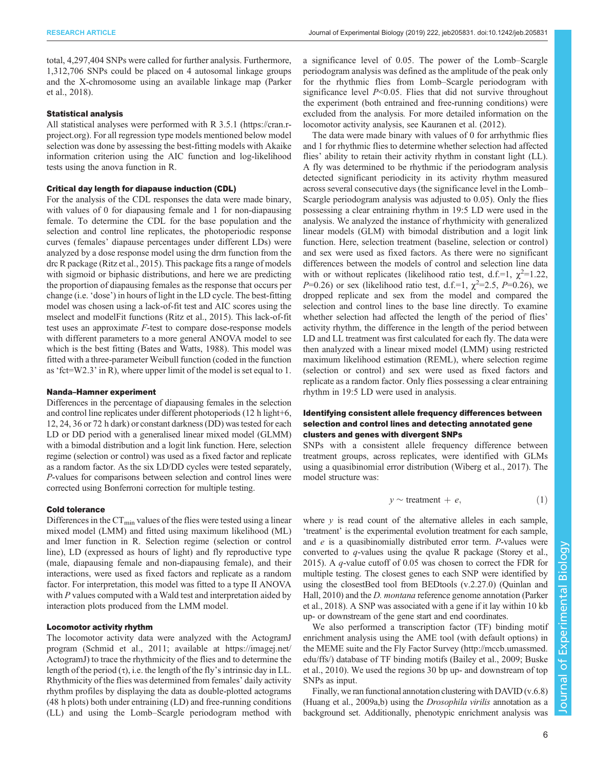total, 4,297,404 SNPs were called for further analysis. Furthermore, 1,312,706 SNPs could be placed on 4 autosomal linkage groups and the X-chromosome using an available linkage map (Parker et al., 2018).

### Statistical analysis

All statistical analyses were performed with R 3.5.1 (https://cran.r-project.org). For all regression type models mentioned below model selection was done by assessing the best-fitting models with Akaike information criterion using the AIC function and log-likelihood tests using the anova function in R.

### Critical day length for diapause induction (CDL)

For the analysis of the CDL responses the data were made binary, with values of 0 for diapausing female and 1 for non-diapausing female. To determine the CDL for the base population and the selection and control line replicates, the photoperiodic response curves (females' diapause percentages under different LDs) were analyzed by a dose response model using the drm function from the drc R package (Ritz et al., 2015). This package fits a range of models with sigmoid or biphasic distributions, and here we are predicting the proportion of diapausing females as the response that occurs per change (i.e. 'dose') in hours of light in the LD cycle. The best-fitting model was chosen using a lack-of-fit test and AIC scores using the mselect and modelFit functions (Ritz et al., 2015). This lack-of-fit test uses an approximate *F*-test to compare dose-response models with different parameters to a more general ANOVA model to see which is the best fitting (Bates and Watts, 1988). This model was fitted with a three-parameter Weibull function (coded in the function as 'fct=W2.3' in R), where upper limit of the model is set equal to 1.

### Nanda–Hamner experiment

Differences in the percentage of diapausing females in the selection and control line replicates under different photoperiods (12 h light+6, 12, 24, 36 or 72 h dark) or constant darkness (DD) was tested for each LD or DD period with a generalised linear mixed model (GLMM) with a bimodal distribution and a logit link function. Here, selection regime (selection or control) was used as a fixed factor and replicate as a random factor. As the six LD/DD cycles were tested separately, *P*-values for comparisons between selection and control lines were corrected using Bonferroni correction for multiple testing.

### Cold tolerance

Differences in the $CT_{min}$ values of the flies were tested using a linear mixed model (LMM) and fitted using maximum likelihood (ML) and lmer function in R. Selection regime (selection or control line), LD (expressed as hours of light) and fly reproductive type (male, diapausing female and non-diapausing female), and their interactions, were used as fixed factors and replicate as a random factor. For interpretation, this model was fitted to a type II ANOVA with *P* values computed with a Wald test and interpretation aided by interaction plots produced from the LMM model.

### Locomotor activity rhythm

The locomotor activity data were analyzed with the ActogramJ program (Schmid et al., 2011; available at https://imagej.net/ActogramJ) to trace the rhythmicity of the flies and to determine the length of the period ($\tau$), i.e. the length of the fly's intrinsic day in LL. Rhythmicity of the flies was determined from females' daily activity rhythm profiles by displaying the data as double-plotted actograms (48 h plots) both under entraining (LD) and free-running conditions (LL) and using the Lomb–Scargle periodogram method with a significance level of 0.05. The power of the Lomb–Scargle periodogram analysis was defined as the amplitude of the peak only for the rhythmic flies from Lomb–Scargle periodogram with significance level $P<0.05$. Flies that did not survive throughout the experiment (both entrained and free-running conditions) were excluded from the analysis. For more detailed information on the locomotor activity analysis, see Kauranen et al. (2012).

The data were made binary with values of 0 for arrhythmic flies and 1 for rhythmic flies to determine whether selection had affected flies' ability to retain their activity rhythm in constant light (LL). A fly was determined to be rhythmic if the periodogram analysis detected significant periodicity in its activity rhythm measured across several consecutive days (the significance level in the Lomb–Scargle periodogram analysis was adjusted to 0.05). Only the flies possessing a clear entraining rhythm in 19:5 LD were used in the analysis. We analyzed the instance of rhythmicity with generalized linear models (GLM) with bimodal distribution and a logit link function. Here, selection treatment (baseline, selection or control) and sex were used as fixed factors. As there were no significant differences between the models of control and selection line data with or without replicates (likelihood ratio test, d.f.=1, $\chi^2$=1.22, $P$=0.26) or sex (likelihood ratio test, d.f.=1, $\chi^2$=2.5, $P$=0.26), we dropped replicate and sex from the model and compared the selection and control lines to the base line directly. To examine whether selection had affected the length of the period of flies' activity rhythm, the difference in the length of the period between LD and LL treatment was first calculated for each fly. The data were then analyzed with a linear mixed model (LMM) using restricted maximum likelihood estimation (REML), where selection regime (selection or control) and sex were used as fixed factors and replicate as a random factor. Only flies possessing a clear entraining rhythm in 19:5 LD were used in analysis.

### Identifying consistent allele frequency differences between selection and control lines and detecting annotated gene clusters and genes with divergent SNPs

SNPs with a consistent allele frequency difference between treatment groups, across replicates, were identified with GLMs using a quasibinomial error distribution (Wiberg et al., 2017). The model structure was:

$$y \sim \text{treatment} + e, \tag{1}$$

where *y* is read count of the alternative alleles in each sample, 'treatment' is the experimental evolution treatment for each sample, and *e* is a quasibinomially distributed error term. *P*-values were converted to *q*-values using the qvalue R package (Storey et al., 2015). A *q*-value cutoff of 0.05 was chosen to correct the FDR for multiple testing. The closest genes to each SNP were identified by using the closestBed tool from BEDtools (v.2.27.0) (Quinlan and Hall, 2010) and the *D. montana* reference genome annotation (Parker et al., 2018). A SNP was associated with a gene if it lay within 10 kb up- or downstream of the gene start and end coordinates.

We also performed a transcription factor (TF) binding motif enrichment analysis using the AME tool (with default options) in the MEME suite and the Fly Factor Survey (http://mccb.umassmed.edu/ffs/) database of TF binding motifs (Bailey et al., 2009; Buske et al., 2010). We used the regions 30 bp up- and downstream of top SNPs as input.

Finally, we ran functional annotation clustering with DAVID (v.6.8) (Huang et al., 2009a,b) using the *Drosophila virilis* annotation as a background set. Additionally, phenotypic enrichment analysis was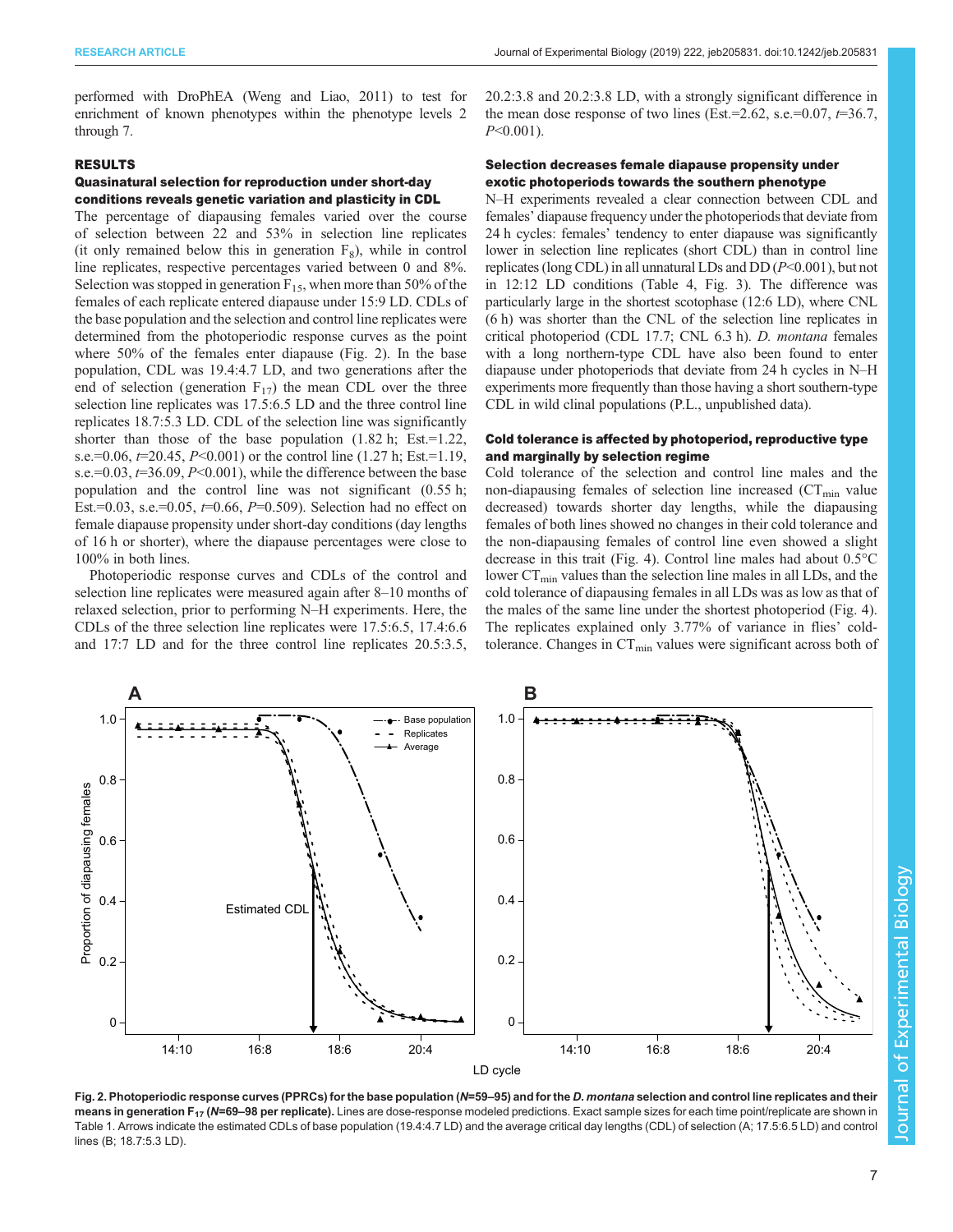performed with DroPhEA (Weng and Liao, 2011) to test for enrichment of known phenotypes within the phenotype levels 2 through 7.

## RESULTS

### Quasinatural selection for reproduction under short-day conditions reveals genetic variation and plasticity in CDL

The percentage of diapausing females varied over the course of selection between 22 and 53% in selection line replicates (it only remained below this in generation $F_8$), while in control line replicates, respective percentages varied between 0 and 8%. Selection was stopped in generation $F_{15}$, when more than 50% of the females of each replicate entered diapause under 15:9 LD. CDLs of the base population and the selection and control line replicates were determined from the photoperiodic response curves as the point where 50% of the females enter diapause (Fig. 2). In the base population, CDL was 19.4:4.7 LD, and two generations after the end of selection (generation $F_{17}$) the mean CDL over the three selection line replicates was 17.5:6.5 LD and the three control line replicates 18.7:5.3 LD. CDL of the selection line was significantly shorter than those of the base population (1.82 h; Est.=1.22, s.e.=0.06, $t$=20.45, $P$<0.001) or the control line (1.27 h; Est.=1.19, s.e.=0.03, $t$=36.09, $P$<0.001), while the difference between the base population and the control line was not significant (0.55 h; Est.=0.03, s.e.=0.05, $t$=0.66, $P$=0.509). Selection had no effect on female diapause propensity under short-day conditions (day lengths of 16 h or shorter), where the diapause percentages were close to 100% in both lines.

Photoperiodic response curves and CDLs of the control and selection line replicates were measured again after 8–10 months of relaxed selection, prior to performing N–H experiments. Here, the CDLs of the three selection line replicates were 17.5:6.5, 17.4:6.6 and 17:7 LD and for the three control line replicates 20.5:3.5, 20.2:3.8 and 20.2:3.8 LD, with a strongly significant difference in the mean dose response of two lines (Est.=2.62, s.e.=0.07, $t$=36.7, $P$<0.001).

### Selection decreases female diapause propensity under exotic photoperiods towards the southern phenotype

N–H experiments revealed a clear connection between CDL and females' diapause frequency under the photoperiods that deviate from 24 h cycles: females' tendency to enter diapause was significantly lower in selection line replicates (short CDL) than in control line replicates (long CDL) in all unnatural LDs and DD ($P$<0.001), but not in 12:12 LD conditions (Table 4, Fig. 3). The difference was particularly large in the shortest scotophase (12:6 LD), where CNL (6 h) was shorter than the CNL of the selection line replicates in critical photoperiod (CDL 17.7; CNL 6.3 h). *D. montana* females with a long northern-type CDL have also been found to enter diapause under photoperiods that deviate from 24 h cycles in N–H experiments more frequently than those having a short southern-type CDL in wild clinal populations (P.L., unpublished data).

### Cold tolerance is affected by photoperiod, reproductive type and marginally by selection regime

Cold tolerance of the selection and control line males and the non-diapausing females of selection line increased ($CT_{min}$ value decreased) towards shorter day lengths, while the diapausing females of both lines showed no changes in their cold tolerance and the non-diapausing females of control line even showed a slight decrease in this trait (Fig. 4). Control line males had about 0.5°C lower $CT_{min}$ values than the selection line males in all LDs, and the cold tolerance of diapausing females in all LDs was as low as that of the males of the same line under the shortest photoperiod (Fig. 4). The replicates explained only 3.77% of variance in flies' cold-tolerance. Changes in $CT_{min}$ values were significant across both of

**Fig. 2. Photoperiodic response curves (PPRCs) for the base population (*N*=59–95) and for the *D. montana* selection and control line replicates and their means in generation $F_{17}$ (*N*=69–98 per replicate).** Lines are dose-response modeled predictions. Exact sample sizes for each time point/replicate are shown in Table 1. Arrows indicate the estimated CDLs of base population (19.4:4.7 LD) and the average critical day lengths (CDL) of selection (A; 17.5:6.5 LD) and control lines (B; 18.7:5.3 LD).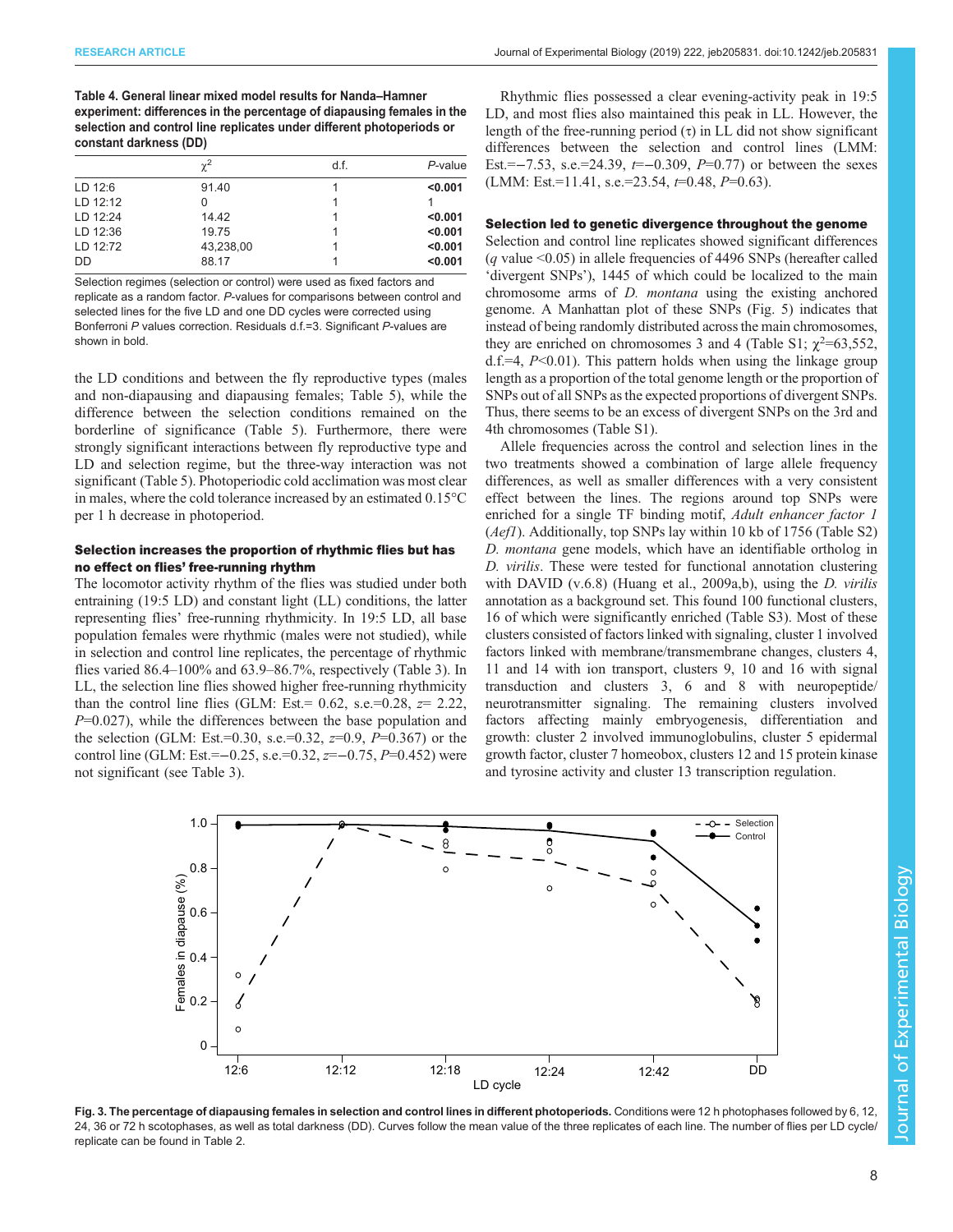**Table 4. General linear mixed model results for Nanda–Hamner experiment: differences in the percentage of diapausing females in the selection and control line replicates under different photoperiods or constant darkness (DD)**

| | $\chi^2$ | d.f. | *P*-value |
|---|---|---|---|
| LD 12:6 | 91.40 | 1 | **<0.001** |
| LD 12:12 | 0 | 1 | 1 |
| LD 12:24 | 14.42 | 1 | **<0.001** |
| LD 12:36 | 19.75 | 1 | **<0.001** |
| LD 12:72 | 43,238,00 | 1 | **<0.001** |
| DD | 88.17 | 1 | **<0.001** |

Selection regimes (selection or control) were used as fixed factors and replicate as a random factor. *P*-values for comparisons between control and selected lines for the five LD and one DD cycles were corrected using Bonferroni *P* values correction. Residuals d.f.=3. Significant *P*-values are shown in bold.

the LD conditions and between the fly reproductive types (males and non-diapausing and diapausing females; Table 5), while the difference between the selection conditions remained on the borderline of significance (Table 5). Furthermore, there were strongly significant interactions between fly reproductive type and LD and selection regime, but the three-way interaction was not significant (Table 5). Photoperiodic cold acclimation was most clear in males, where the cold tolerance increased by an estimated 0.15°C per 1 h decrease in photoperiod.

### Selection increases the proportion of rhythmic flies but has no effect on flies' free-running rhythm

The locomotor activity rhythm of the flies was studied under both entraining (19:5 LD) and constant light (LL) conditions, the latter representing flies' free-running rhythmicity. In 19:5 LD, all base population females were rhythmic (males were not studied), while in selection and control line replicates, the percentage of rhythmic flies varied 86.4–100% and 63.9–86.7%, respectively (Table 3). In LL, the selection line flies showed higher free-running rhythmicity than the control line flies (GLM: Est.= 0.62, s.e.=0.28, $z$= 2.22, $P$=0.027), while the differences between the base population and the selection (GLM: Est.=0.30, s.e.=0.32, $z$=0.9, $P$=0.367) or the control line (GLM: Est.=−0.25, s.e.=0.32, $z$=−0.75, $P$=0.452) were not significant (see Table 3).

Rhythmic flies possessed a clear evening-activity peak in 19:5 LD, and most flies also maintained this peak in LL. However, the length of the free-running period (τ) in LL did not show significant differences between the selection and control lines (LMM: Est.=−7.53, s.e.=24.39, $t$=−0.309, $P$=0.77) or between the sexes (LMM: Est.=11.41, s.e.=23.54, $t$=0.48, $P$=0.63).

### Selection led to genetic divergence throughout the genome

Selection and control line replicates showed significant differences ($q$ value <0.05) in allele frequencies of 4496 SNPs (hereafter called 'divergent SNPs'), 1445 of which could be localized to the main chromosome arms of *D. montana* using the existing anchored genome. A Manhattan plot of these SNPs (Fig. 5) indicates that instead of being randomly distributed across the main chromosomes, they are enriched on chromosomes 3 and 4 (Table S1; $\chi^2$=63,552, d.f.=4, $P$<0.01). This pattern holds when using the linkage group length as a proportion of the total genome length or the proportion of SNPs out of all SNPs as the expected proportions of divergent SNPs. Thus, there seems to be an excess of divergent SNPs on the 3rd and 4th chromosomes (Table S1).

Allele frequencies across the control and selection lines in the two treatments showed a combination of large allele frequency differences, as well as smaller differences with a very consistent effect between the lines. The regions around top SNPs were enriched for a single TF binding motif, *Adult enhancer factor 1* (*Aef1*). Additionally, top SNPs lay within 10 kb of 1756 (Table S2) *D. montana* gene models, which have an identifiable ortholog in *D. virilis*. These were tested for functional annotation clustering with DAVID (v.6.8) (Huang et al., 2009a,b), using the *D. virilis* annotation as a background set. This found 100 functional clusters, 16 of which were significantly enriched (Table S3). Most of these clusters consisted of factors linked with signaling, cluster 1 involved factors linked with membrane/transmembrane changes, clusters 4, 11 and 14 with ion transport, clusters 9, 10 and 16 with signal transduction and clusters 3, 6 and 8 with neuropeptide/neurotransmitter signaling. The remaining clusters involved factors affecting mainly embryogenesis, differentiation and growth: cluster 2 involved immunoglobulins, cluster 5 epidermal growth factor, cluster 7 homeobox, clusters 12 and 15 protein kinase and tyrosine activity and cluster 13 transcription regulation.

**Fig. 3. The percentage of diapausing females in selection and control lines in different photoperiods.** Conditions were 12 h photophases followed by 6, 12, 24, 36 or 72 h scotophases, as well as total darkness (DD). Curves follow the mean value of the three replicates of each line. The number of flies per LD cycle/replicate can be found in Table 2.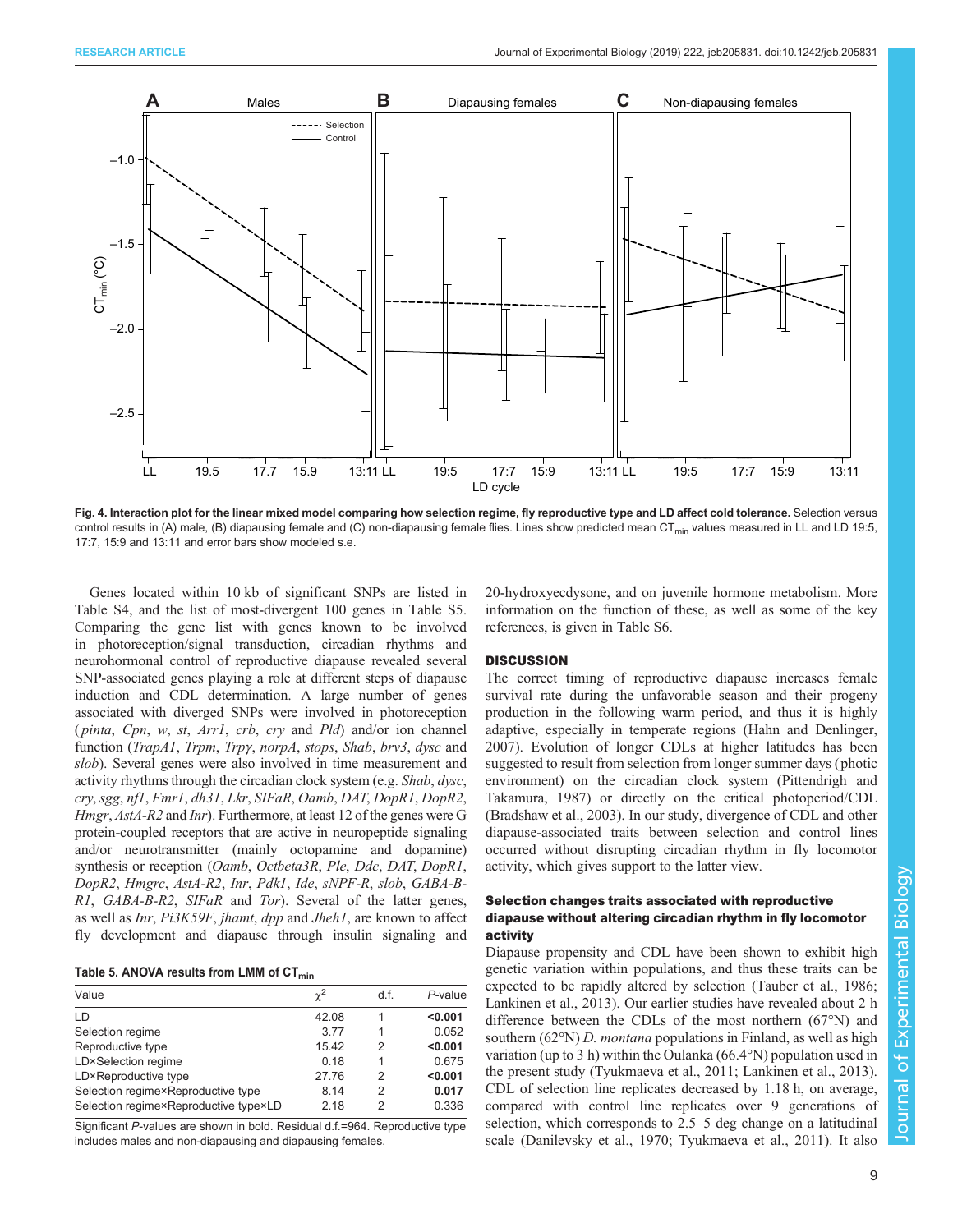**Fig. 4. Interaction plot for the linear mixed model comparing how selection regime, fly reproductive type and LD affect cold tolerance.** Selection versus control results in (A) male, (B) diapausing female and (C) non-diapausing female flies. Lines show predicted mean $CT_{min}$ values measured in LL and LD 19:5, 17:7, 15:9 and 13:11 and error bars show modeled s.e.

Genes located within 10 kb of significant SNPs are listed in Table S4, and the list of most-divergent 100 genes in Table S5. Comparing the gene list with genes known to be involved in photoreception/signal transduction, circadian rhythms and neurohormonal control of reproductive diapause revealed several SNP-associated genes playing a role at different steps of diapause induction and CDL determination. A large number of genes associated with diverged SNPs were involved in photoreception (*pinta*, *Cpn*, *w*, *st*, *Arr1*, *crb*, *cry* and *Pld*) and/or ion channel function (*TrapA1*, *Trpm*, *Trpγ*, *norpA*, *stops*, *Shab*, *brv3*, *dysc* and *slob*). Several genes were also involved in time measurement and activity rhythms through the circadian clock system (e.g. *Shab*, *dysc*, *cry*, *sgg*, *nf1*, *Fmr1*, *dh31*, *Lkr*, *SIFaR*, *Oamb*, *DAT*, *DopR1*, *DopR2*, *Hmgr*, *AstA-R2* and *Inr*). Furthermore, at least 12 of the genes were G protein-coupled receptors that are active in neuropeptide signaling and/or neurotransmitter (mainly octopamine and dopamine) synthesis or reception (*Oamb*, *Octbeta3R*, *Ple*, *Ddc*, *DAT*, *DopR1*, *DopR2*, *Hmgrc*, *AstA-R2*, *Inr*, *Pdk1*, *Ide*, *sNPF-R*, *slob*, *GABA-B-R1*, *GABA-B-R2*, *SIFaR* and *Tor*). Several of the latter genes, as well as *Inr*, *Pi3K59F*, *jhamt*, *dpp* and *Jheh1*, are known to affect fly development and diapause through insulin signaling and 20-hydroxyecdysone, and on juvenile hormone metabolism. More information on the function of these, as well as some of the key references, is given in Table S6.

**Table 5. ANOVA results from LMM of $CT_{min}$**

| Value | $\chi^2$ | d.f. | *P*-value |
|---|---|---|---|
| LD | 42.08 | 1 | **<0.001** |
| Selection regime | 3.77 | 1 | 0.052 |
| Reproductive type | 15.42 | 2 | **<0.001** |
| LD×Selection regime | 0.18 | 1 | 0.675 |
| LD×Reproductive type | 27.76 | 2 | **<0.001** |
| Selection regime×Reproductive type | 8.14 | 2 | **0.017** |
| Selection regime×Reproductive type×LD | 2.18 | 2 | 0.336 |

Significant *P*-values are shown in bold. Residual d.f.=964. Reproductive type includes males and non-diapausing and diapausing females.

## DISCUSSION

The correct timing of reproductive diapause increases female survival rate during the unfavorable season and their progeny production in the following warm period, and thus it is highly adaptive, especially in temperate regions (Hahn and Denlinger, 2007). Evolution of longer CDLs at higher latitudes has been suggested to result from selection from longer summer days (photic environment) on the circadian clock system (Pittendrigh and Takamura, 1987) or directly on the critical photoperiod/CDL (Bradshaw et al., 2003). In our study, divergence of CDL and other diapause-associated traits between selection and control lines occurred without disrupting circadian rhythm in fly locomotor activity, which gives support to the latter view.

### Selection changes traits associated with reproductive diapause without altering circadian rhythm in fly locomotor activity

Diapause propensity and CDL have been shown to exhibit high genetic variation within populations, and thus these traits can be expected to be rapidly altered by selection (Tauber et al., 1986; Lankinen et al., 2013). Our earlier studies have revealed about 2 h difference between the CDLs of the most northern (67°N) and southern (62°N) *D. montana* populations in Finland, as well as high variation (up to 3 h) within the Oulanka (66.4°N) population used in the present study (Tyukmaeva et al., 2011; Lankinen et al., 2013). CDL of selection line replicates decreased by 1.18 h, on average, compared with control line replicates over 9 generations of selection, which corresponds to 2.5–5 deg change on a latitudinal scale (Danilevsky et al., 1970; Tyukmaeva et al., 2011). It also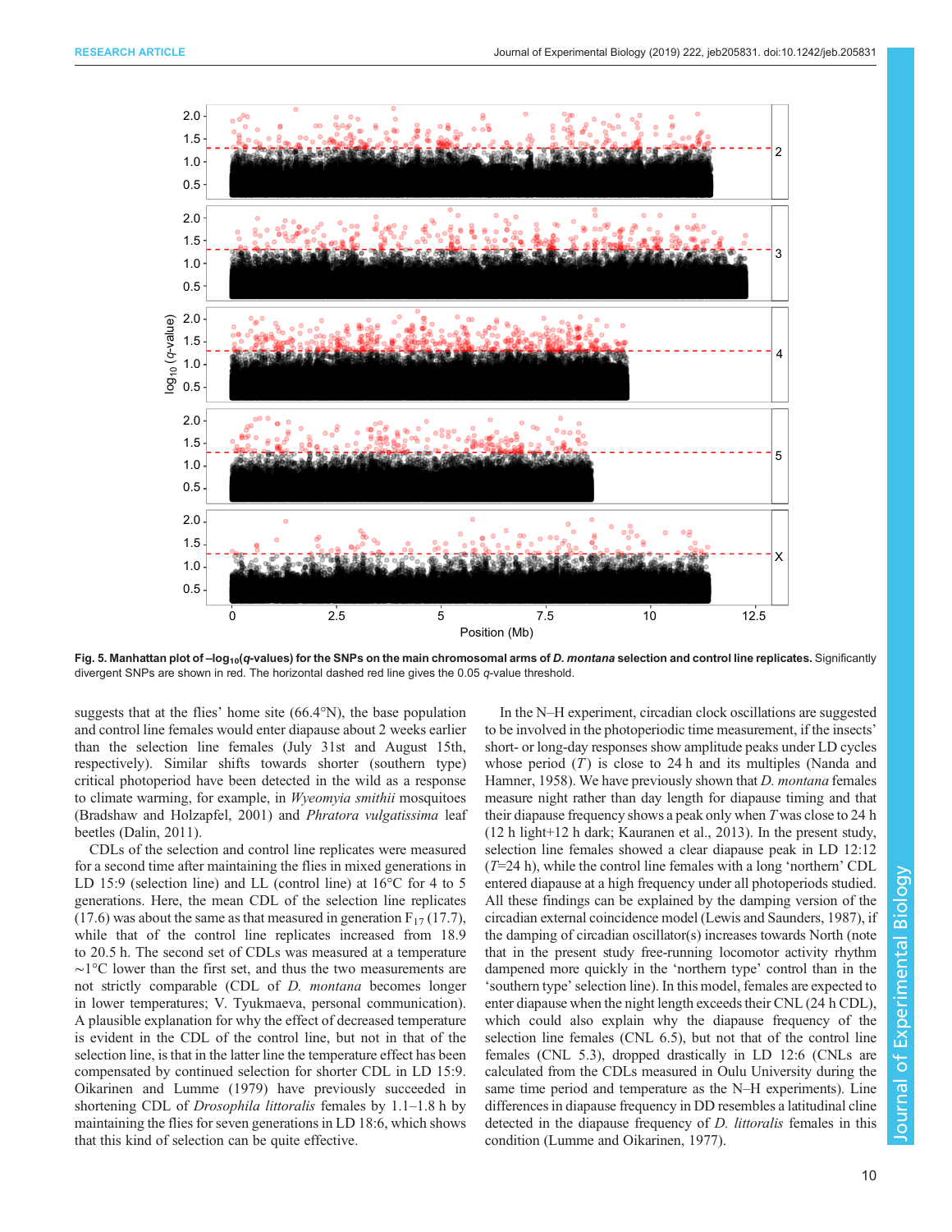**Fig. 5. Manhattan plot of –$\log_{10}$($q$-values) for the SNPs on the main chromosomal arms of *D. montana* selection and control line replicates.** Significantly divergent SNPs are shown in red. The horizontal dashed red line gives the 0.05 $q$-value threshold.

suggests that at the flies' home site (66.4°N), the base population and control line females would enter diapause about 2 weeks earlier than the selection line females (July 31st and August 15th, respectively). Similar shifts towards shorter (southern type) critical photoperiod have been detected in the wild as a response to climate warming, for example, in *Wyeomyia smithii* mosquitoes (Bradshaw and Holzapfel, 2001) and *Phratora vulgatissima* leaf beetles (Dalin, 2011).

CDLs of the selection and control line replicates were measured for a second time after maintaining the flies in mixed generations in LD 15:9 (selection line) and LL (control line) at 16°C for 4 to 5 generations. Here, the mean CDL of the selection line replicates (17.6) was about the same as that measured in generation $F_{17}$ (17.7), while that of the control line replicates increased from 18.9 to 20.5 h. The second set of CDLs was measured at a temperature ∼1°C lower than the first set, and thus the two measurements are not strictly comparable (CDL of *D. montana* becomes longer in lower temperatures; V. Tyukmaeva, personal communication). A plausible explanation for why the effect of decreased temperature is evident in the CDL of the control line, but not in that of the selection line, is that in the latter line the temperature effect has been compensated by continued selection for shorter CDL in LD 15:9. Oikarinen and Lumme (1979) have previously succeeded in shortening CDL of *Drosophila littoralis* females by 1.1–1.8 h by maintaining the flies for seven generations in LD 18:6, which shows that this kind of selection can be quite effective.

In the N–H experiment, circadian clock oscillations are suggested to be involved in the photoperiodic time measurement, if the insects' short- or long-day responses show amplitude peaks under LD cycles whose period ($T$) is close to 24 h and its multiples (Nanda and Hamner, 1958). We have previously shown that *D. montana* females measure night rather than day length for diapause timing and that their diapause frequency shows a peak only when $T$ was close to 24 h (12 h light+12 h dark; Kauranen et al., 2013). In the present study, selection line females showed a clear diapause peak in LD 12:12 ($T$=24 h), while the control line females with a long 'northern' CDL entered diapause at a high frequency under all photoperiods studied. All these findings can be explained by the damping version of the circadian external coincidence model (Lewis and Saunders, 1987), if the damping of circadian oscillator(s) increases towards North (note that in the present study free-running locomotor activity rhythm dampened more quickly in the 'northern type' control than in the 'southern type' selection line). In this model, females are expected to enter diapause when the night length exceeds their CNL (24 h CDL), which could also explain why the diapause frequency of the selection line females (CNL 6.5), but not that of the control line females (CNL 5.3), dropped drastically in LD 12:6 (CNLs are calculated from the CDLs measured in Oulu University during the same time period and temperature as the N–H experiments). Line differences in diapause frequency in DD resembles a latitudinal cline detected in the diapause frequency of *D. littoralis* females in this condition (Lumme and Oikarinen, 1977).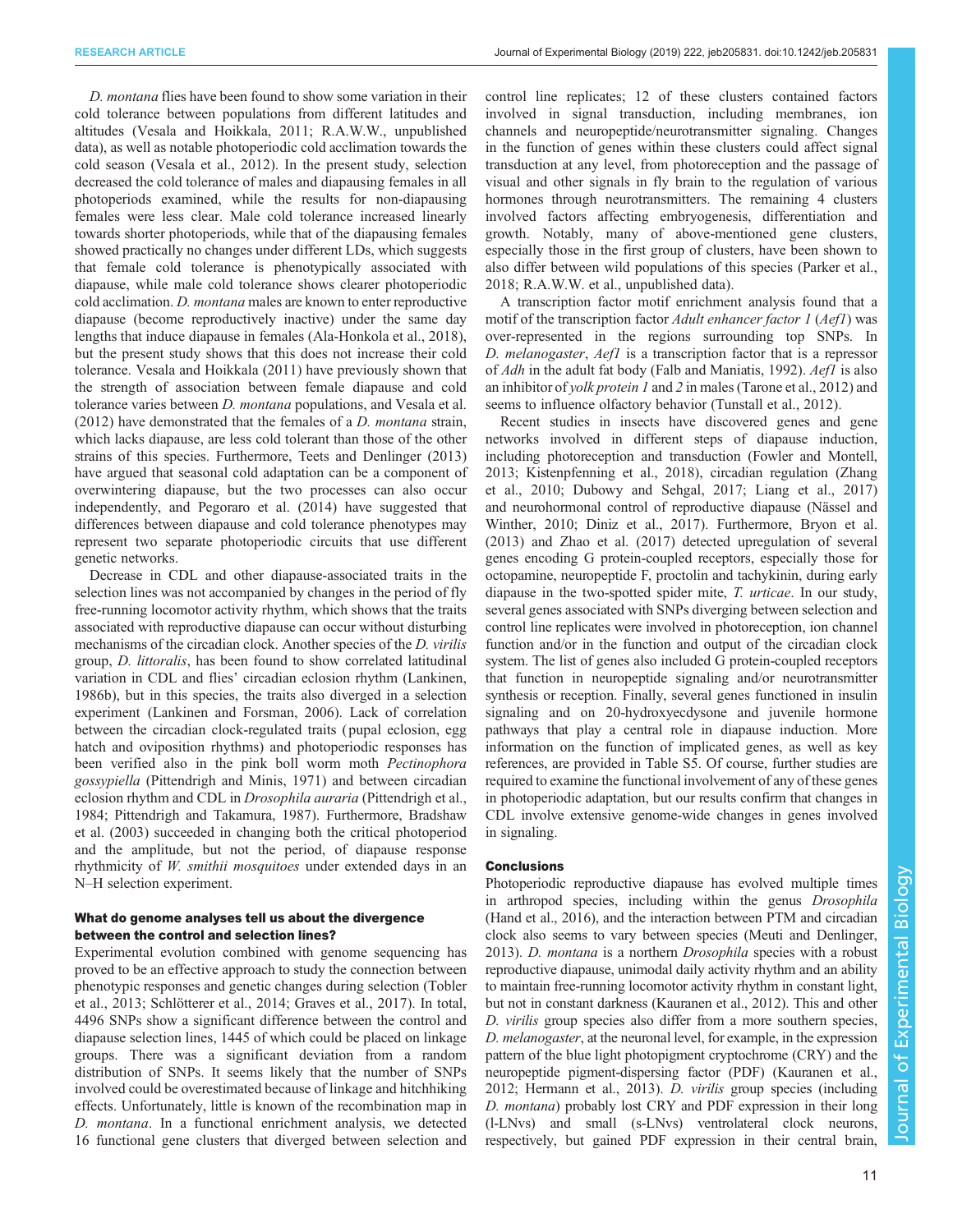*D. montana* flies have been found to show some variation in their cold tolerance between populations from different latitudes and altitudes (Vesala and Hoikkala, 2011; R.A.W.W., unpublished data), as well as notable photoperiodic cold acclimation towards the cold season (Vesala et al., 2012). In the present study, selection decreased the cold tolerance of males and diapausing females in all photoperiods examined, while the results for non-diapausing females were less clear. Male cold tolerance increased linearly towards shorter photoperiods, while that of the diapausing females showed practically no changes under different LDs, which suggests that female cold tolerance is phenotypically associated with diapause, while male cold tolerance shows clearer photoperiodic cold acclimation. *D. montana* males are known to enter reproductive diapause (become reproductively inactive) under the same day lengths that induce diapause in females (Ala-Honkola et al., 2018), but the present study shows that this does not increase their cold tolerance. Vesala and Hoikkala (2011) have previously shown that the strength of association between female diapause and cold tolerance varies between *D. montana* populations, and Vesala et al. (2012) have demonstrated that the females of a *D. montana* strain, which lacks diapause, are less cold tolerant than those of the other strains of this species. Furthermore, Teets and Denlinger (2013) have argued that seasonal cold adaptation can be a component of overwintering diapause, but the two processes can also occur independently, and Pegoraro et al. (2014) have suggested that differences between diapause and cold tolerance phenotypes may represent two separate photoperiodic circuits that use different genetic networks.

Decrease in CDL and other diapause-associated traits in the selection lines was not accompanied by changes in the period of fly free-running locomotor activity rhythm, which shows that the traits associated with reproductive diapause can occur without disturbing mechanisms of the circadian clock. Another species of the *D. virilis* group, *D. littoralis*, has been found to show correlated latitudinal variation in CDL and flies' circadian eclosion rhythm (Lankinen, 1986b), but in this species, the traits also diverged in a selection experiment (Lankinen and Forsman, 2006). Lack of correlation between the circadian clock-regulated traits (pupal eclosion, egg hatch and oviposition rhythms) and photoperiodic responses has been verified also in the pink boll worm moth *Pectinophora gossypiella* (Pittendrigh and Minis, 1971) and between circadian eclosion rhythm and CDL in *Drosophila auraria* (Pittendrigh et al., 1984; Pittendrigh and Takamura, 1987). Furthermore, Bradshaw et al. (2003) succeeded in changing both the critical photoperiod and the amplitude, but not the period, of diapause response rhythmicity of *W. smithii mosquitoes* under extended days in an N–H selection experiment.

### What do genome analyses tell us about the divergence between the control and selection lines?

Experimental evolution combined with genome sequencing has proved to be an effective approach to study the connection between phenotypic responses and genetic changes during selection (Tobler et al., 2013; Schlötterer et al., 2014; Graves et al., 2017). In total, 4496 SNPs show a significant difference between the control and diapause selection lines, 1445 of which could be placed on linkage groups. There was a significant deviation from a random distribution of SNPs. It seems likely that the number of SNPs involved could be overestimated because of linkage and hitchhiking effects. Unfortunately, little is known of the recombination map in *D. montana*. In a functional enrichment analysis, we detected 16 functional gene clusters that diverged between selection and control line replicates; 12 of these clusters contained factors involved in signal transduction, including membranes, ion channels and neuropeptide/neurotransmitter signaling. Changes in the function of genes within these clusters could affect signal transduction at any level, from photoreception and the passage of visual and other signals in fly brain to the regulation of various hormones through neurotransmitters. The remaining 4 clusters involved factors affecting embryogenesis, differentiation and growth. Notably, many of above-mentioned gene clusters, especially those in the first group of clusters, have been shown to also differ between wild populations of this species (Parker et al., 2018; R.A.W.W. et al., unpublished data).

A transcription factor motif enrichment analysis found that a motif of the transcription factor *Adult enhancer factor 1* (*Aef1*) was over-represented in the regions surrounding top SNPs. In *D. melanogaster*, *Aef1* is a transcription factor that is a repressor of *Adh* in the adult fat body (Falb and Maniatis, 1992). *Aef1* is also an inhibitor of *yolk protein 1* and *2* in males (Tarone et al., 2012) and seems to influence olfactory behavior (Tunstall et al., 2012).

Recent studies in insects have discovered genes and gene networks involved in different steps of diapause induction, including photoreception and transduction (Fowler and Montell, 2013; Kistenpfenning et al., 2018), circadian regulation (Zhang et al., 2010; Dubowy and Sehgal, 2017; Liang et al., 2017) and neurohormonal control of reproductive diapause (Nässel and Winther, 2010; Diniz et al., 2017). Furthermore, Bryon et al. (2013) and Zhao et al. (2017) detected upregulation of several genes encoding G protein-coupled receptors, especially those for octopamine, neuropeptide F, proctolin and tachykinin, during early diapause in the two-spotted spider mite, *T. urticae*. In our study, several genes associated with SNPs diverging between selection and control line replicates were involved in photoreception, ion channel function and/or in the function and output of the circadian clock system. The list of genes also included G protein-coupled receptors that function in neuropeptide signaling and/or neurotransmitter synthesis or reception. Finally, several genes functioned in insulin signaling and on 20-hydroxyecdysone and juvenile hormone pathways that play a central role in diapause induction. More information on the function of implicated genes, as well as key references, are provided in Table S5. Of course, further studies are required to examine the functional involvement of any of these genes in photoperiodic adaptation, but our results confirm that changes in CDL involve extensive genome-wide changes in genes involved in signaling.

### Conclusions

Photoperiodic reproductive diapause has evolved multiple times in arthropod species, including within the genus *Drosophila* (Hand et al., 2016), and the interaction between PTM and circadian clock also seems to vary between species (Meuti and Denlinger, 2013). *D. montana* is a northern *Drosophila* species with a robust reproductive diapause, unimodal daily activity rhythm and an ability to maintain free-running locomotor activity rhythm in constant light, but not in constant darkness (Kauranen et al., 2012). This and other *D. virilis* group species also differ from a more southern species, *D. melanogaster*, at the neuronal level, for example, in the expression pattern of the blue light photopigment cryptochrome (CRY) and the neuropeptide pigment-dispersing factor (PDF) (Kauranen et al., 2012; Hermann et al., 2013). *D. virilis* group species (including *D. montana*) probably lost CRY and PDF expression in their long (l-LNvs) and small (s-LNvs) ventrolateral clock neurons, respectively, but gained PDF expression in their central brain,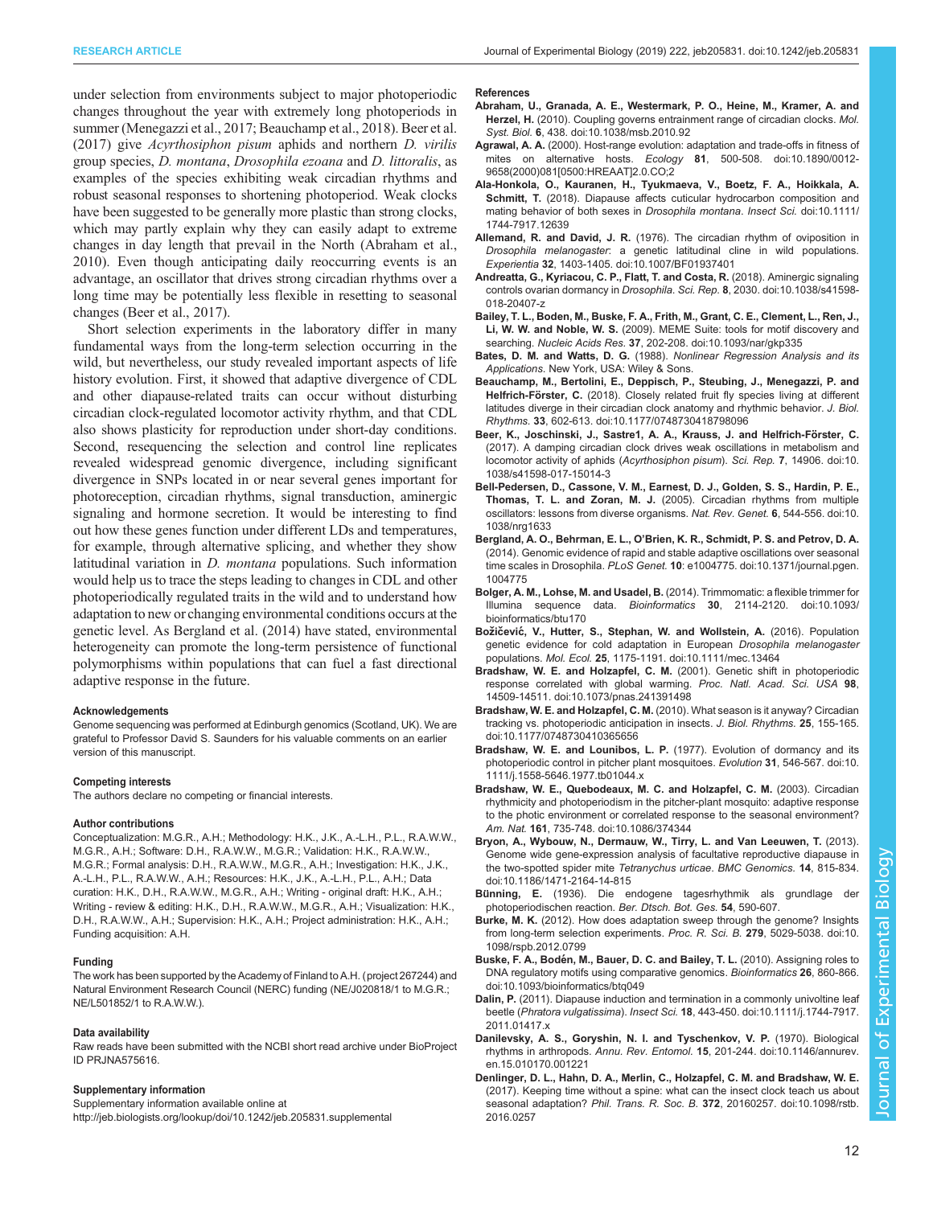under selection from environments subject to major photoperiodic changes throughout the year with extremely long photoperiods in summer (Menegazzi et al., 2017; Beauchamp et al., 2018). Beer et al. (2017) give *Acyrthosiphon pisum* aphids and northern *D. virilis* group species, *D. montana*, *Drosophila ezoana* and *D. littoralis*, as examples of the species exhibiting weak circadian rhythms and robust seasonal responses to shortening photoperiod. Weak clocks have been suggested to be generally more plastic than strong clocks, which may partly explain why they can easily adapt to extreme changes in day length that prevail in the North (Abraham et al., 2010). Even though anticipating daily reoccurring events is an advantage, an oscillator that drives strong circadian rhythms over a long time may be potentially less flexible in resetting to seasonal changes (Beer et al., 2017).

Short selection experiments in the laboratory differ in many fundamental ways from the long-term selection occurring in the wild, but nevertheless, our study revealed important aspects of life history evolution. First, it showed that adaptive divergence of CDL and other diapause-related traits can occur without disturbing circadian clock-regulated locomotor activity rhythm, and that CDL also shows plasticity for reproduction under short-day conditions. Second, resequencing the selection and control line replicates revealed widespread genomic divergence, including significant divergence in SNPs located in or near several genes important for photoreception, circadian rhythms, signal transduction, aminergic signaling and hormone secretion. It would be interesting to find out how these genes function under different LDs and temperatures, for example, through alternative splicing, and whether they show latitudinal variation in *D. montana* populations. Such information would help us to trace the steps leading to changes in CDL and other photoperiodically regulated traits in the wild and to understand how adaptation to new or changing environmental conditions occurs at the genetic level. As Bergland et al. (2014) have stated, environmental heterogeneity can promote the long-term persistence of functional polymorphisms within populations that can fuel a fast directional adaptive response in the future.

#### Acknowledgements

Genome sequencing was performed at Edinburgh genomics (Scotland, UK). We are grateful to Professor David S. Saunders for his valuable comments on an earlier version of this manuscript.

#### Competing interests

The authors declare no competing or financial interests.

#### Author contributions

Conceptualization: M.G.R., A.H.; Methodology: H.K., J.K., A.-L.H., P.L., R.A.W.W., M.G.R., A.H.; Software: D.H., R.A.W.W., M.G.R.; Validation: H.K., R.A.W.W., M.G.R.; Formal analysis: D.H., R.A.W.W., M.G.R., A.H.; Investigation: H.K., J.K., A.-L.H., P.L., R.A.W.W., A.H.; Resources: H.K., J.K., A.-L.H., P.L., A.H.; Data curation: H.K., D.H., R.A.W.W., M.G.R., A.H.; Writing - original draft: H.K., A.H.; Writing - review & editing: H.K., D.H., R.A.W.W., M.G.R., A.H.; Visualization: H.K., D.H., R.A.W.W., A.H.; Supervision: H.K., A.H.; Project administration: H.K., A.H.; Funding acquisition: A.H.

#### Funding

The work has been supported by the Academy of Finland to A.H. (project 267244) and Natural Environment Research Council (NERC) funding (NE/J020818/1 to M.G.R.; NE/L501852/1 to R.A.W.W.).

#### Data availability

Raw reads have been submitted with the NCBI short read archive under BioProject ID PRJNA575616.

#### Supplementary information

Supplementary information available online at
http://jeb.biologists.org/lookup/doi/10.1242/jeb.205831.supplemental

#### References

**Abraham, U., Granada, A. E., Westermark, P. O., Heine, M., Kramer, A. and Herzel, H.** (2010). Coupling governs entrainment range of circadian clocks. *Mol. Syst. Biol.* **6**, 438. doi:10.1038/msb.2010.92

**Agrawal, A. A.** (2000). Host-range evolution: adaptation and trade-offs in fitness of mites on alternative hosts. *Ecology* **81**, 500-508. doi:10.1890/0012-9658(2000)081[0500:HREAAT]2.0.CO;2

**Ala-Honkola, O., Kauranen, H., Tyukmaeva, V., Boetz, F. A., Hoikkala, A. Schmitt, T.** (2018). Diapause affects cuticular hydrocarbon composition and mating behavior of both sexes in *Drosophila montana*. *Insect Sci.* doi:10.1111/1744-7917.12639

**Allemand, R. and David, J. R.** (1976). The circadian rhythm of oviposition in *Drosophila melanogaster*: a genetic latitudinal cline in wild populations. *Experientia* **32**, 1403-1405. doi:10.1007/BF01937401

**Andreatta, G., Kyriacou, C. P., Flatt, T. and Costa, R.** (2018). Aminergic signaling controls ovarian dormancy in *Drosophila*. *Sci. Rep.* **8**, 2030. doi:10.1038/s41598-018-20407-z

**Bailey, T. L., Boden, M., Buske, F. A., Frith, M., Grant, C. E., Clement, L., Ren, J., Li, W. W. and Noble, W. S.** (2009). MEME Suite: tools for motif discovery and searching. *Nucleic Acids Res.* **37**, 202-208. doi:10.1093/nar/gkp335

**Bates, D. M. and Watts, D. G.** (1988). *Nonlinear Regression Analysis and its Applications*. New York, USA: Wiley & Sons.

**Beauchamp, M., Bertolini, E., Deppisch, P., Steubing, J., Menegazzi, P. and Helfrich-Förster, C.** (2018). Closely related fruit fly species living at different latitudes diverge in their circadian clock anatomy and rhythmic behavior. *J. Biol. Rhythms.* **33**, 602-613. doi:10.1177/0748730418798096

**Beer, K., Joschinski, J., Sastre1, A. A., Krauss, J. and Helfrich-Förster, C.** (2017). A damping circadian clock drives weak oscillations in metabolism and locomotor activity of aphids (*Acyrthosiphon pisum*). *Sci. Rep.* **7**, 14906. doi:10.1038/s41598-017-15014-3

**Bell-Pedersen, D., Cassone, V. M., Earnest, D. J., Golden, S. S., Hardin, P. E., Thomas, T. L. and Zoran, M. J.** (2005). Circadian rhythms from multiple oscillators: lessons from diverse organisms. *Nat. Rev. Genet.* **6**, 544-556. doi:10.1038/nrg1633

**Bergland, A. O., Behrman, E. L., O'Brien, K. R., Schmidt, P. S. and Petrov, D. A.** (2014). Genomic evidence of rapid and stable adaptive oscillations over seasonal time scales in Drosophila. *PLoS Genet.* **10**: e1004775. doi:10.1371/journal.pgen.1004775

**Bolger, A. M., Lohse, M. and Usadel, B.** (2014). Trimmomatic: a flexible trimmer for Illumina sequence data. *Bioinformatics* **30**, 2114-2120. doi:10.1093/bioinformatics/btu170

**Božičević, V., Hutter, S., Stephan, W. and Wollstein, A.** (2016). Population genetic evidence for cold adaptation in European *Drosophila melanogaster* populations. *Mol. Ecol.* **25**, 1175-1191. doi:10.1111/mec.13464

**Bradshaw, W. E. and Holzapfel, C. M.** (2001). Genetic shift in photoperiodic response correlated with global warming. *Proc. Natl. Acad. Sci. USA* **98**, 14509-14511. doi:10.1073/pnas.241391498

**Bradshaw, W. E. and Holzapfel, C. M.** (2010). What season is it anyway? Circadian tracking vs. photoperiodic anticipation in insects. *J. Biol. Rhythms.* **25**, 155-165. doi:10.1177/0748730410365656

**Bradshaw, W. E. and Lounibos, L. P.** (1977). Evolution of dormancy and its photoperiodic control in pitcher plant mosquitoes. *Evolution* **31**, 546-567. doi:10.1111/j.1558-5646.1977.tb01044.x

**Bradshaw, W. E., Quebodeaux, M. C. and Holzapfel, C. M.** (2003). Circadian rhythmicity and photoperiodism in the pitcher-plant mosquito: adaptive response to the photic environment or correlated response to the seasonal environment? *Am. Nat.* **161**, 735-748. doi:10.1086/374344

**Bryon, A., Wybouw, N., Dermauw, W., Tirry, L. and Van Leeuwen, T.** (2013). Genome wide gene-expression analysis of facultative reproductive diapause in the two-spotted spider mite *Tetranychus urticae*. *BMC Genomics.* **14**, 815-834. doi:10.1186/1471-2164-14-815

**Bünning, E.** (1936). Die endogene tagesrhythmik als grundlage der photoperiodischen reaction. *Ber. Dtsch. Bot. Ges.* **54**, 590-607.

**Burke, M. K.** (2012). How does adaptation sweep through the genome? Insights from long-term selection experiments. *Proc. R. Sci. B.* **279**, 5029-5038. doi:10.1098/rspb.2012.0799

**Buske, F. A., Bodén, M., Bauer, D. C. and Bailey, T. L.** (2010). Assigning roles to DNA regulatory motifs using comparative genomics. *Bioinformatics* **26**, 860-866. doi:10.1093/bioinformatics/btq049

**Dalin, P.** (2011). Diapause induction and termination in a commonly univoltine leaf beetle (*Phratora vulgatissima*). *Insect Sci.* **18**, 443-450. doi:10.1111/j.1744-7917.2011.01417.x

**Danilevsky, A. S., Goryshin, N. I. and Tyschenkov, V. P.** (1970). Biological rhythms in arthropods. *Annu. Rev. Entomol.* **15**, 201-244. doi:10.1146/annurev.en.15.010170.001221

**Denlinger, D. L., Hahn, D. A., Merlin, C., Holzapfel, C. M. and Bradshaw, W. E.** (2017). Keeping time without a spine: what can the insect clock teach us about seasonal adaptation? *Phil. Trans. R. Soc. B.* **372**, 20160257. doi:10.1098/rstb.2016.0257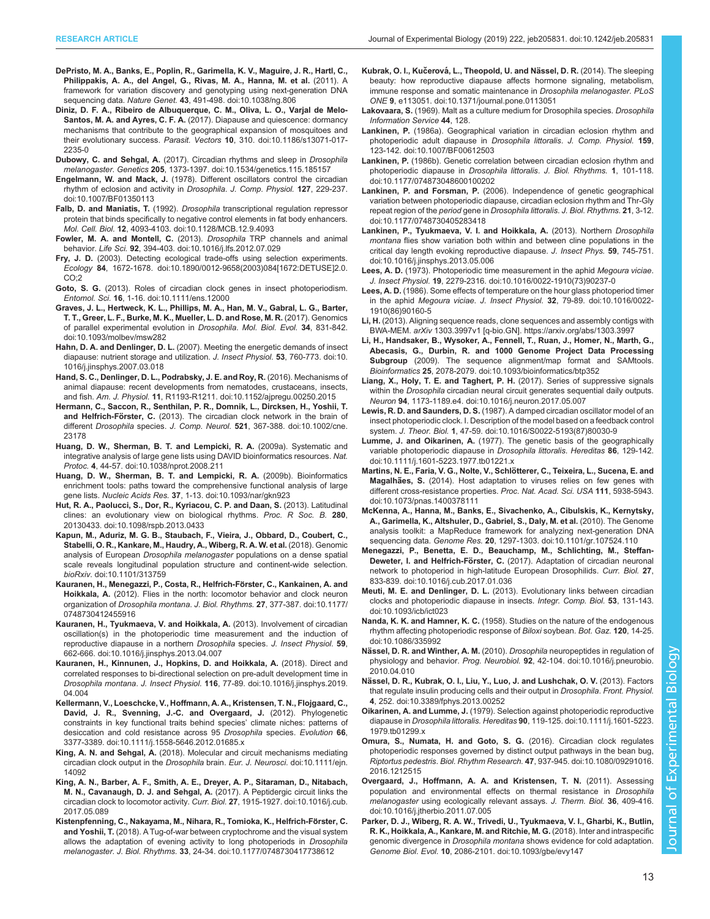**DePristo, M. A., Banks, E., Poplin, R., Garimella, K. V., Maguire, J. R., Hartl, C., Philippakis, A. A., del Angel, G., Rivas, M. A., Hanna, M. et al.** (2011). A framework for variation discovery and genotyping using next-generation DNA sequencing data. *Nature Genet.* **43**, 491-498. doi:10.1038/ng.806

**Diniz, D. F. A., Ribeiro de Albuquerque, C. M., Oliva, L. O., Varjal de Melo-Santos, M. A. and Ayres, C. F. A.** (2017). Diapause and quiescence: dormancy mechanisms that contribute to the geographical expansion of mosquitoes and their evolutionary success. *Parasit. Vectors* **10**, 310. doi:10.1186/s13071-017-2235-0

**Dubowy, C. and Sehgal, A.** (2017). Circadian rhythms and sleep in *Drosophila melanogaster*. *Genetics* **205**, 1373-1397. doi:10.1534/genetics.115.185157

**Engelmann, W. and Mack, J.** (1978). Different oscillators control the circadian rhythm of eclosion and activity in *Drosophila*. *J. Comp. Physiol.* **127**, 229-237. doi:10.1007/BF01350113

**Falb, D. and Maniatis, T.** (1992). *Drosophila* transcriptional regulation repressor protein that binds specifically to negative control elements in fat body enhancers. *Mol. Cell. Biol.* **12**, 4093-4103. doi:10.1128/MCB.12.9.4093

**Fowler, M. A. and Montell, C.** (2013). *Drosophila* TRP channels and animal behavior. *Life Sci.* **92**, 394-403. doi:10.1016/j.lfs.2012.07.029

**Fry, J. D.** (2003). Detecting ecological trade-offs using selection experiments. *Ecology* **84**, 1672-1678. doi:10.1890/0012-9658(2003)084[1672:DETUSE]2.0.CO;2

**Goto, S. G.** (2013). Roles of circadian clock genes in insect photoperiodism. *Entomol. Sci.* **16**, 1-16. doi:10.1111/ens.12000

**Graves, J. L., Hertweck, K. L., Phillips, M. A., Han, M. V., Gabral, L. G., Barter, T. T., Greer, L. F., Burke, M. K., Mueller, L. D. and Rose, M. R.** (2017). Genomics of parallel experimental evolution in *Drosophila*. *Mol. Biol. Evol.* **34**, 831-842. doi:10.1093/molbev/msw282

**Hahn, D. A. and Denlinger, D. L.** (2007). Meeting the energetic demands of insect diapause: nutrient storage and utilization. *J. Insect Physiol.* **53**, 760-773. doi:10.1016/j.jinsphys.2007.03.018

**Hand, S. C., Denlinger, D. L., Podrabsky, J. E. and Roy, R.** (2016). Mechanisms of animal diapause: recent developments from nematodes, crustaceans, insects, and fish. *Am. J. Physiol.* **11**, R1193-R1211. doi:10.1152/ajpregu.00250.2015

**Hermann, C., Saccon, R., Senthilan, P. R., Domnik, L., Dircksen, H., Yoshii, T. and Helfrich-Förster, C.** (2013). The circadian clock network in the brain of different *Drosophila* species. *J. Comp. Neurol.* **521**, 367-388. doi:10.1002/cne.23178

**Huang, D. W., Sherman, B. T. and Lempicki, R. A.** (2009a). Systematic and integrative analysis of large gene lists using DAVID bioinformatics resources. *Nat. Protoc.* **4**, 44-57. doi:10.1038/nprot.2008.211

**Huang, D. W., Sherman, B. T. and Lempicki, R. A.** (2009b). Bioinformatics enrichment tools: paths toward the comprehensive functional analysis of large gene lists. *Nucleic Acids Res.* **37**, 1-13. doi:10.1093/nar/gkn923

**Hut, R. A., Paolucci, S., Dor, R., Kyriacou, C. P. and Daan, S.** (2013). Latitudinal clines: an evolutionary view on biological rhythms. *Proc. R Soc. B.* **280**, 20130433. doi:10.1098/rspb.2013.0433

**Kapun, M., Aduriz, M. G. B., Staubach, F., Vieira, J., Obbard, D., Coubert, C., Stabelli, O. R., Kankare, M., Haudry, A., Wiberg, R. A. W. et al.** (2018). Genomic analysis of European *Drosophila melanogaster* populations on a dense spatial scale reveals longitudinal population structure and continent-wide selection. *bioRxiv*. doi:10.1101/313759

**Kauranen, H., Menegazzi, P., Costa, R., Helfrich-Förster, C., Kankainen, A. and Hoikkala, A.** (2012). Flies in the north: locomotor behavior and clock neuron organization of *Drosophila montana*. *J. Biol. Rhythms.* **27**, 377-387. doi:10.1177/0748730412455916

**Kauranen, H., Tyukmaeva, V. and Hoikkala, A.** (2013). Involvement of circadian oscillation(s) in the photoperiodic time measurement and the induction of reproductive diapause in a northern *Drosophila* species. *J. Insect Physiol.* **59**, 662-666. doi:10.1016/j.jinsphys.2013.04.007

**Kauranen, H., Kinnunen, J., Hopkins, D. and Hoikkala, A.** (2018). Direct and correlated responses to bi-directional selection on pre-adult development time in *Drosophila montana*. *J. Insect Physiol.* **116**, 77-89. doi:10.1016/j.jinsphys.2019.04.004

**Kellermann, V., Loeschcke, V., Hoffmann, A. A., Kristensen, T. N., Flojgaard, C., David, J. R., Svenning, J.-C. and Overgaard, J.** (2012). Phylogenetic constraints in key functional traits behind species' climate niches: patterns of desiccation and cold resistance across 95 *Drosophila* species. *Evolution* **66**, 3377-3389. doi:10.1111/j.1558-5646.2012.01685.x

**King, A. N. and Sehgal, A.** (2018). Molecular and circuit mechanisms mediating circadian clock output in the *Drosophila* brain. *Eur. J. Neurosci.* doi:10.1111/ejn.14092

**King, A. N., Barber, A. F., Smith, A. E., Dreyer, A. P., Sitaraman, D., Nitabach, M. N., Cavanaugh, D. J. and Sehgal, A.** (2017). A Peptidergic circuit links the circadian clock to locomotor activity. *Curr. Biol.* **27**, 1915-1927. doi:10.1016/j.cub.2017.05.089

**Kistenpfenning, C., Nakayama, M., Nihara, R., Tomioka, K., Helfrich-Förster, C. and Yoshii, T.** (2018). A Tug-of-war between cryptochrome and the visual system allows the adaptation of evening activity to long photoperiods in *Drosophila melanogaster*. *J. Biol. Rhythms.* **33**, 24-34. doi:10.1177/0748730417738612

**Kubrak, O. I., Kučerová, L., Theopold, U. and Nässel, D. R.** (2014). The sleeping beauty: how reproductive diapause affects hormone signaling, metabolism, immune response and somatic maintenance in *Drosophila melanogaster*. *PLoS ONE* **9**, e113051. doi:10.1371/journal.pone.0113051

**Lakovaara, S.** (1969). Malt as a culture medium for Drosophila species. *Drosophila Information Service* **44**, 128.

**Lankinen, P.** (1986a). Geographical variation in circadian eclosion rhythm and photoperiodic adult diapause in *Drosophila littoralis*. *J. Comp. Physiol.* **159**, 123-142. doi:10.1007/BF00612503

**Lankinen, P.** (1986b). Genetic correlation between circadian eclosion rhythm and photoperiodic diapause in *Drosophila littoralis*. *J. Biol. Rhythms.* **1**, 101-118. doi:10.1177/074873048600100202

**Lankinen, P. and Forsman, P.** (2006). Independence of genetic geographical variation between photoperiodic diapause, circadian eclosion rhythm and Thr-Gly repeat region of the *period* gene in *Drosophila littoralis*. *J. Biol. Rhythms.* **21**, 3-12. doi:10.1177/0748730405283418

**Lankinen, P., Tyukmaeva, V. I. and Hoikkala, A.** (2013). Northern *Drosophila montana* flies show variation both within and between cline populations in the critical day length evoking reproductive diapause. *J. Insect Phys.* **59**, 745-751. doi:10.1016/j.jinsphys.2013.05.006

**Lees, A. D.** (1973). Photoperiodic time measurement in the aphid *Megoura viciae*. *J. Insect Physiol.* **19**, 2279-2316. doi:10.1016/0022-1910(73)90237-0

**Lees, A. D.** (1986). Some effects of temperature on the hour glass photoperiod timer in the aphid *Megoura viciae*. *J. Insect Physiol.* **32**, 79-89. doi:10.1016/0022-1910(86)90160-5

**Li, H.** (2013). Aligning sequence reads, clone sequences and assembly contigs with BWA-MEM. *arXiv* 1303.3997v1 [q-bio.GN]. https://arxiv.org/abs/1303.3997

**Li, H., Handsaker, B., Wysoker, A., Fennell, T., Ruan, J., Homer, N., Marth, G., Abecasis, G., Durbin, R. and 1000 Genome Project Data Processing Subgroup** (2009). The sequence alignment/map format and SAMtools. *Bioinformatics* **25**, 2078-2079. doi:10.1093/bioinformatics/btp352

**Liang, X., Holy, T. E. and Taghert, P. H.** (2017). Series of suppressive signals within the *Drosophila* circadian neural circuit generates sequential daily outputs. *Neuron* **94**, 1173-1189.e4. doi:10.1016/j.neuron.2017.05.007

**Lewis, R. D. and Saunders, D. S.** (1987). A damped circadian oscillator model of an insect photoperiodic clock. I. Description of the model based on a feedback control system. *J. Theor. Biol.* **1**, 47-59. doi:10.1016/S0022-5193(87)80030-9

**Lumme, J. and Oikarinen, A.** (1977). The genetic basis of the geographically variable photoperiodic diapause in *Drosophila littoralis*. *Hereditas* **86**, 129-142. doi:10.1111/j.1601-5223.1977.tb01221.x

**Martins, N. E., Faria, V. G., Nolte, V., Schlötterer, C., Teixeira, L., Sucena, E. and Magalhães, S.** (2014). Host adaptation to viruses relies on few genes with different cross-resistance properties. *Proc. Nat. Acad. Sci. USA* **111**, 5938-5943. doi:10.1073/pnas.1400378111

**McKenna, A., Hanna, M., Banks, E., Sivachenko, A., Cibulskis, K., Kernytsky, A., Garimella, K., Altshuler, D., Gabriel, S., Daly, M. et al.** (2010). The Genome analysis toolkit: a MapReduce framework for analyzing next-generation DNA sequencing data. *Genome Res.* **20**, 1297-1303. doi:10.1101/gr.107524.110

**Menegazzi, P., Benetta, E. D., Beauchamp, M., Schlichting, M., Steffan-Deweter, I. and Helfrich-Förster, C.** (2017). Adaptation of circadian neuronal network to photoperiod in high-latitude European Drosophilids. *Curr. Biol.* **27**, 833-839. doi:10.1016/j.cub.2017.01.036

**Meuti, M. E. and Denlinger, D. L.** (2013). Evolutionary links between circadian clocks and photoperiodic diapause in insects. *Integr. Comp. Biol.* **53**, 131-143. doi:10.1093/icb/ict023

**Nanda, K. K. and Hamner, K. C.** (1958). Studies on the nature of the endogenous rhythm affecting photoperiodic response of *Biloxi* soybean. *Bot. Gaz.* **120**, 14-25. doi:10.1086/335992

**Nässel, D. R. and Winther, A. M.** (2010). *Drosophila* neuropeptides in regulation of physiology and behavior. *Prog. Neurobiol.* **92**, 42-104. doi:10.1016/j.pneurobio.2010.04.010

**Nässel, D. R., Kubrak, O. I., Liu, Y., Luo, J. and Lushchak, O. V.** (2013). Factors that regulate insulin producing cells and their output in *Drosophila*. *Front. Physiol.* **4**, 252. doi:10.3389/fphys.2013.00252

**Oikarinen, A. and Lumme, J.** (1979). Selection against photoperiodic reproductive diapause in *Drosophila littoralis*. *Hereditas* **90**, 119-125. doi:10.1111/j.1601-5223.1979.tb01299.x

**Omura, S., Numata, H. and Goto, S. G.** (2016). Circadian clock regulates photoperiodic responses governed by distinct output pathways in the bean bug, *Riptortus pedestris*. *Biol. Rhythm Research.* **47**, 937-945. doi:10.1080/09291016.2016.1212515

**Overgaard, J., Hoffmann, A. A. and Kristensen, T. N.** (2011). Assessing population and environmental effects on thermal resistance in *Drosophila melanogaster* using ecologically relevant assays. *J. Therm. Biol.* **36**, 409-416. doi:10.1016/j.jtherbio.2011.07.005

**Parker, D. J., Wiberg, R. A. W., Trivedi, U., Tyukmaeva, V. I., Gharbi, K., Butlin, R. K., Hoikkala, A., Kankare, M. and Ritchie, M. G.** (2018). Inter and intraspecific genomic divergence in *Drosophila montana* shows evidence for cold adaptation. *Genome Biol. Evol.* **10**, 2086-2101. doi:10.1093/gbe/evy147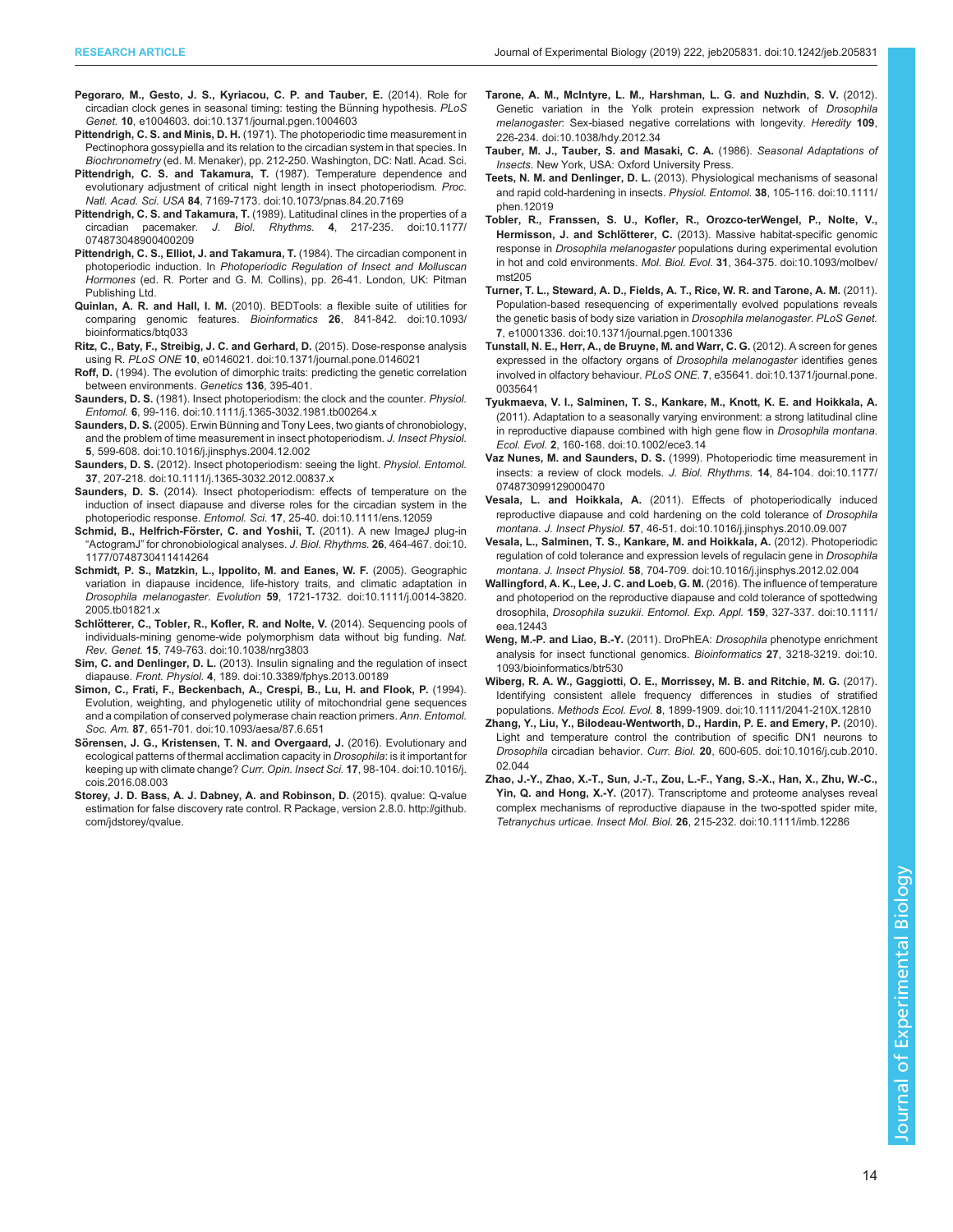**Pegoraro, M., Gesto, J. S., Kyriacou, C. P. and Tauber, E.** (2014). Role for circadian clock genes in seasonal timing: testing the Bünning hypothesis. *PLoS Genet.* **10**, e1004603. doi:10.1371/journal.pgen.1004603

**Pittendrigh, C. S. and Minis, D. H.** (1971). The photoperiodic time measurement in Pectinophora gossypiella and its relation to the circadian system in that species. In *Biochronometry* (ed. M. Menaker), pp. 212-250. Washington, DC: Natl. Acad. Sci.

**Pittendrigh, C. S. and Takamura, T.** (1987). Temperature dependence and evolutionary adjustment of critical night length in insect photoperiodism. *Proc. Natl. Acad. Sci. USA* **84**, 7169-7173. doi:10.1073/pnas.84.20.7169

**Pittendrigh, C. S. and Takamura, T.** (1989). Latitudinal clines in the properties of a circadian pacemaker. *J. Biol. Rhythms.* **4**, 217-235. doi:10.1177/074873048900400209

**Pittendrigh, C. S., Elliot, J. and Takamura, T.** (1984). The circadian component in photoperiodic induction. In *Photoperiodic Regulation of Insect and Molluscan Hormones* (ed. R. Porter and G. M. Collins), pp. 26-41. London, UK: Pitman Publishing Ltd.

**Quinlan, A. R. and Hall, I. M.** (2010). BEDTools: a flexible suite of utilities for comparing genomic features. *Bioinformatics* **26**, 841-842. doi:10.1093/bioinformatics/btq033

**Ritz, C., Baty, F., Streibig, J. C. and Gerhard, D.** (2015). Dose-response analysis using R. *PLoS ONE* **10**, e0146021. doi:10.1371/journal.pone.0146021

**Roff, D.** (1994). The evolution of dimorphic traits: predicting the genetic correlation between environments. *Genetics* **136**, 395-401.

**Saunders, D. S.** (1981). Insect photoperiodism: the clock and the counter. *Physiol. Entomol.* **6**, 99-116. doi:10.1111/j.1365-3032.1981.tb00264.x

**Saunders, D. S.** (2005). Erwin Bünning and Tony Lees, two giants of chronobiology, and the problem of time measurement in insect photoperiodism. *J. Insect Physiol.* **5**, 599-608. doi:10.1016/j.jinsphys.2004.12.002

**Saunders, D. S.** (2012). Insect photoperiodism: seeing the light. *Physiol. Entomol.* **37**, 207-218. doi:10.1111/j.1365-3032.2012.00837.x

**Saunders, D. S.** (2014). Insect photoperiodism: effects of temperature on the induction of insect diapause and diverse roles for the circadian system in the photoperiodic response. *Entomol. Sci.* **17**, 25-40. doi:10.1111/ens.12059

**Schmid, B., Helfrich-Förster, C. and Yoshii, T.** (2011). A new ImageJ plug-in "ActogramJ" for chronobiological analyses. *J. Biol. Rhythms.* **26**, 464-467. doi:10.1177/0748730411414264

**Schmidt, P. S., Matzkin, L., Ippolito, M. and Eanes, W. F.** (2005). Geographic variation in diapause incidence, life-history traits, and climatic adaptation in *Drosophila melanogaster*. *Evolution* **59**, 1721-1732. doi:10.1111/j.0014-3820.2005.tb01821.x

**Schlötterer, C., Tobler, R., Kofler, R. and Nolte, V.** (2014). Sequencing pools of individuals-mining genome-wide polymorphism data without big funding. *Nat. Rev. Genet.* **15**, 749-763. doi:10.1038/nrg3803

**Sim, C. and Denlinger, D. L.** (2013). Insulin signaling and the regulation of insect diapause. *Front. Physiol.* **4**, 189. doi:10.3389/fphys.2013.00189

**Simon, C., Frati, F., Beckenbach, A., Crespi, B., Lu, H. and Flook, P.** (1994). Evolution, weighting, and phylogenetic utility of mitochondrial gene sequences and a compilation of conserved polymerase chain reaction primers. *Ann. Entomol. Soc. Am.* **87**, 651-701. doi:10.1093/aesa/87.6.651

**Sörensen, J. G., Kristensen, T. N. and Overgaard, J.** (2016). Evolutionary and ecological patterns of thermal acclimation capacity in *Drosophila*: is it important for keeping up with climate change? *Curr. Opin. Insect Sci.* **17**, 98-104. doi:10.1016/j.cois.2016.08.003

**Storey, J. D. Bass, A. J. Dabney, A. and Robinson, D.** (2015). qvalue: Q-value estimation for false discovery rate control. R Package, version 2.8.0. http://github.com/jdstorey/qvalue.

**Tarone, A. M., McIntyre, L. M., Harshman, L. G. and Nuzhdin, S. V.** (2012). Genetic variation in the Yolk protein expression network of *Drosophila melanogaster*: Sex-biased negative correlations with longevity. *Heredity* **109**, 226-234. doi:10.1038/hdy.2012.34

**Tauber, M. J., Tauber, S. and Masaki, C. A.** (1986). *Seasonal Adaptations of Insects*. New York, USA: Oxford University Press.

**Teets, N. M. and Denlinger, D. L.** (2013). Physiological mechanisms of seasonal and rapid cold-hardening in insects. *Physiol. Entomol.* **38**, 105-116. doi:10.1111/phen.12019

**Tobler, R., Franssen, S. U., Kofler, R., Orozco-terWengel, P., Nolte, V., Hermisson, J. and Schlötterer, C.** (2013). Massive habitat-specific genomic response in *Drosophila melanogaster* populations during experimental evolution in hot and cold environments. *Mol. Biol. Evol.* **31**, 364-375. doi:10.1093/molbev/mst205

**Turner, T. L., Steward, A. D., Fields, A. T., Rice, W. R. and Tarone, A. M.** (2011). Population-based resequencing of experimentally evolved populations reveals the genetic basis of body size variation in *Drosophila melanogaster*. *PLoS Genet.* **7**, e10001336. doi:10.1371/journal.pgen.1001336

**Tunstall, N. E., Herr, A., de Bruyne, M. and Warr, C. G.** (2012). A screen for genes expressed in the olfactory organs of *Drosophila melanogaster* identifies genes involved in olfactory behaviour. *PLoS ONE.* **7**, e35641. doi:10.1371/journal.pone.0035641

**Tyukmaeva, V. I., Salminen, T. S., Kankare, M., Knott, K. E. and Hoikkala, A.** (2011). Adaptation to a seasonally varying environment: a strong latitudinal cline in reproductive diapause combined with high gene flow in *Drosophila montana*. *Ecol. Evol.* **2**, 160-168. doi:10.1002/ece3.14

**Vaz Nunes, M. and Saunders, D. S.** (1999). Photoperiodic time measurement in insects: a review of clock models. *J. Biol. Rhythms.* **14**, 84-104. doi:10.1177/074873099129000470

**Vesala, L. and Hoikkala, A.** (2011). Effects of photoperiodically induced reproductive diapause and cold hardening on the cold tolerance of *Drosophila montana*. *J. Insect Physiol.* **57**, 46-51. doi:10.1016/j.jinsphys.2010.09.007

**Vesala, L., Salminen, T. S., Kankare, M. and Hoikkala, A.** (2012). Photoperiodic regulation of cold tolerance and expression levels of regucalcin gene in *Drosophila montana*. *J. Insect Physiol.* **58**, 704-709. doi:10.1016/j.jinsphys.2012.02.004

**Wallingford, A. K., Lee, J. C. and Loeb, G. M.** (2016). The influence of temperature and photoperiod on the reproductive diapause and cold tolerance of spottedwing drosophila, *Drosophila suzukii*. *Entomol. Exp. Appl.* **159**, 327-337. doi:10.1111/eea.12443

**Weng, M.-P. and Liao, B.-Y.** (2011). DroPhEA: *Drosophila* phenotype enrichment analysis for insect functional genomics. *Bioinformatics* **27**, 3218-3219. doi:10.1093/bioinformatics/btr530

**Wiberg, R. A. W., Gaggiotti, O. E., Morrissey, M. B. and Ritchie, M. G.** (2017). Identifying consistent allele frequency differences in studies of stratified populations. *Methods Ecol. Evol.* **8**, 1899-1909. doi:10.1111/2041-210X.12810

**Zhang, Y., Liu, Y., Bilodeau-Wentworth, D., Hardin, P. E. and Emery, P.** (2010). Light and temperature control the contribution of specific DN1 neurons to *Drosophila* circadian behavior. *Curr. Biol.* **20**, 600-605. doi:10.1016/j.cub.2010.02.044

**Zhao, J.-Y., Zhao, X.-T., Sun, J.-T., Zou, L.-F., Yang, S.-X., Han, X., Zhu, W.-C., Yin, Q. and Hong, X.-Y.** (2017). Transcriptome and proteome analyses reveal complex mechanisms of reproductive diapause in the two-spotted spider mite, *Tetranychus urticae*. *Insect Mol. Biol.* **26**, 215-232. doi:10.1111/imb.12286